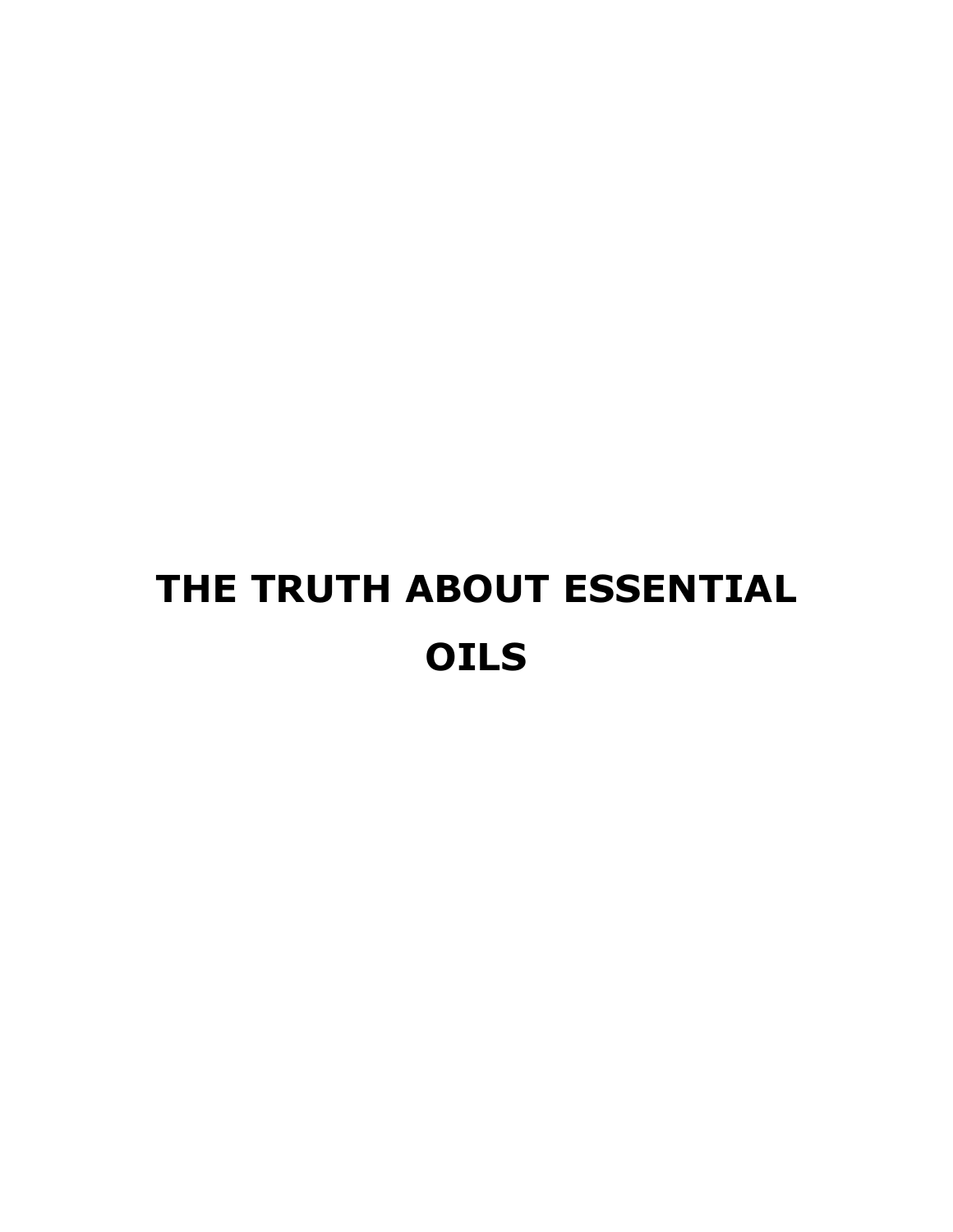# THE TRUTH ABOUT ESSENTIAL OILS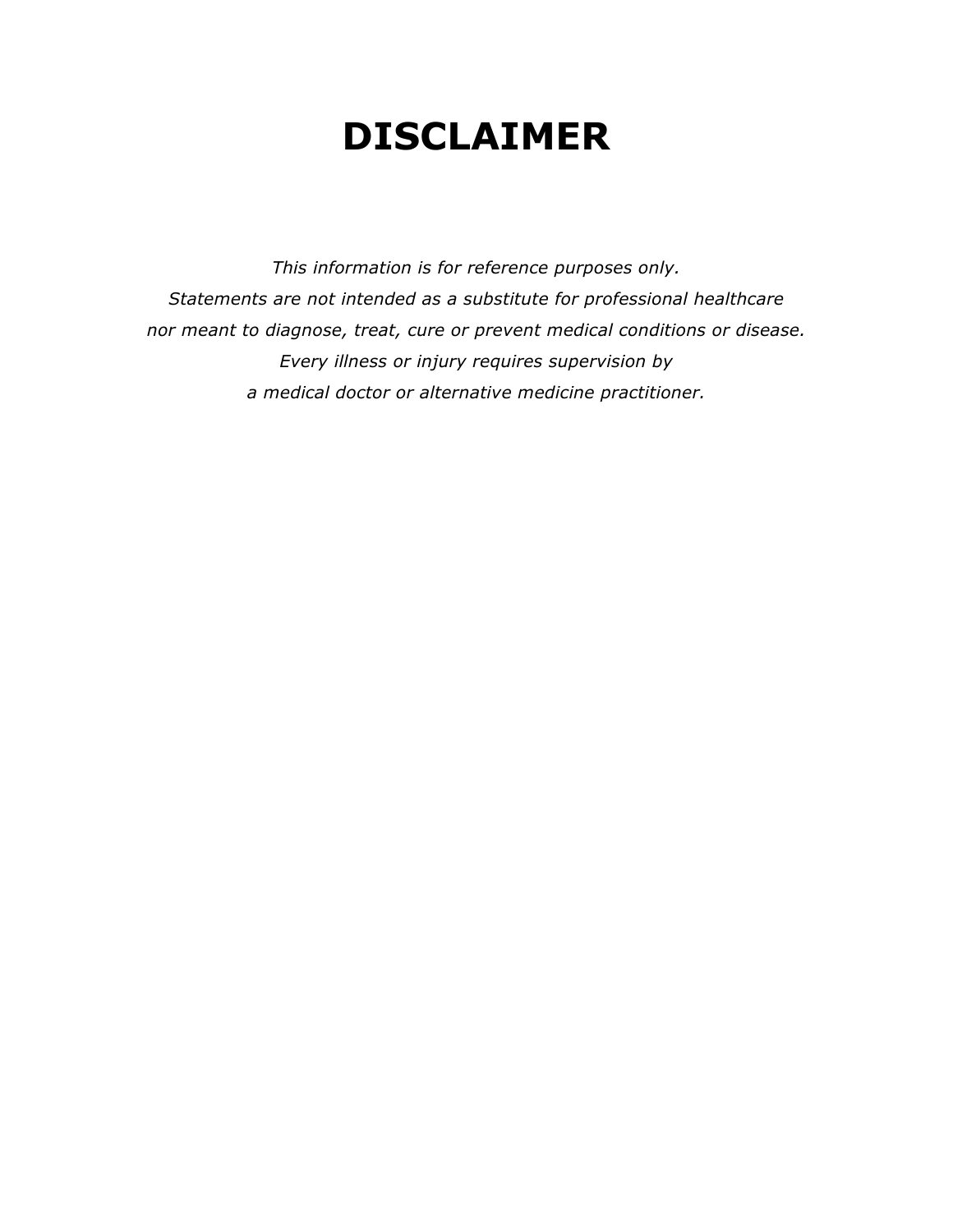# DISCLAIMER

*This information is for reference purposes only.*
*Statements are not intended as a substitute for professional healthcare*
*nor meant to diagnose, treat, cure or prevent medical conditions or disease.*
*Every illness or injury requires supervision by*
*a medical doctor or alternative medicine practitioner.*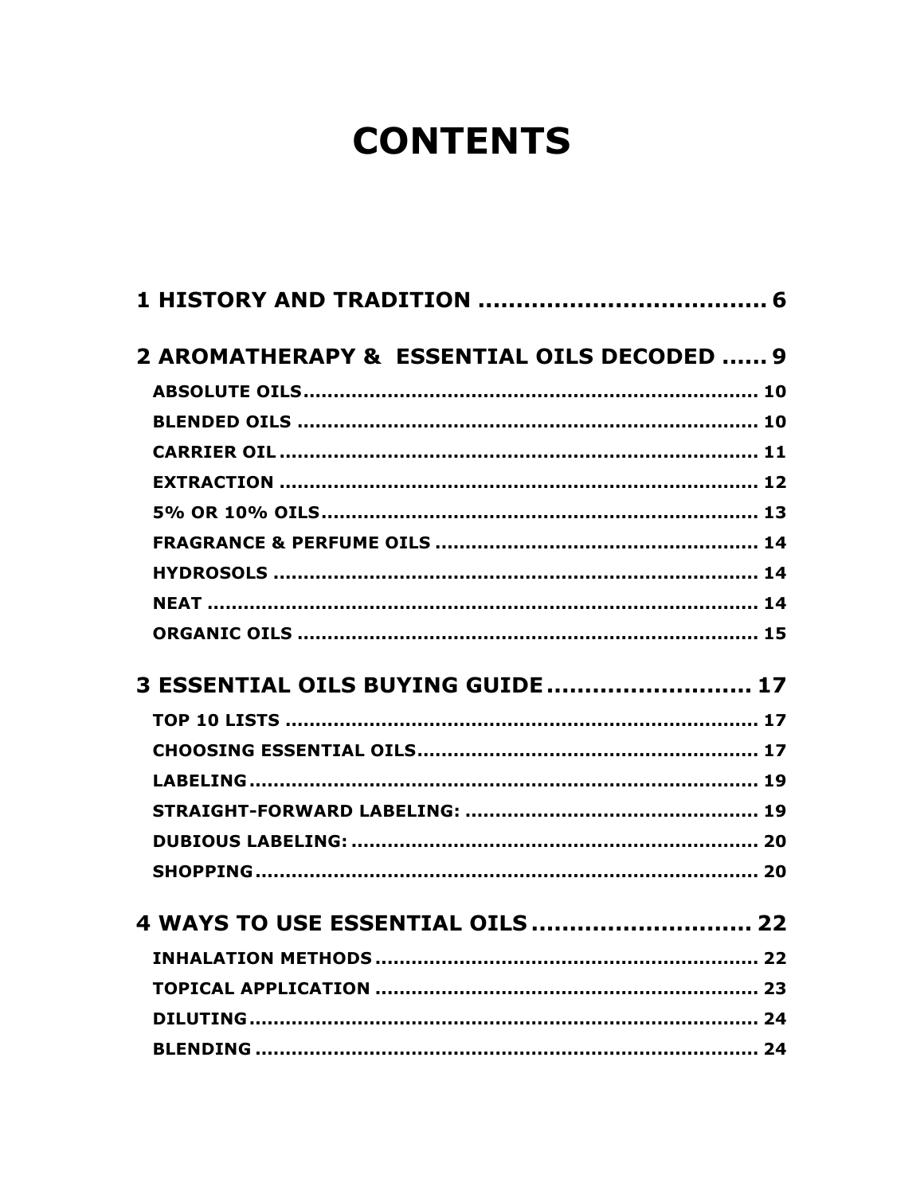# CONTENTS

**1 HISTORY AND TRADITION ..................................... 6**

**2 AROMATHERAPY & ESSENTIAL OILS DECODED ...... 9**

- ABSOLUTE OILS ..................................................................... 10
- BLENDED OILS ...................................................................... 10
- CARRIER OIL ......................................................................... 11
- EXTRACTION ......................................................................... 12
- 5% OR 10% OILS .................................................................... 13
- FRAGRANCE & PERFUME OILS .............................................. 14
- HYDROSOLS .......................................................................... 14
- NEAT ..................................................................................... 14
- ORGANIC OILS ...................................................................... 15

**3 ESSENTIAL OILS BUYING GUIDE ........................... 17**

- TOP 10 LISTS ......................................................................... 17
- CHOOSING ESSENTIAL OILS .................................................. 17
- LABELING .............................................................................. 19
- STRAIGHT-FORWARD LABELING: .......................................... 19
- DUBIOUS LABELING: ............................................................. 20
- SHOPPING ............................................................................. 20

**4 WAYS TO USE ESSENTIAL OILS ............................. 22**

- INHALATION METHODS ......................................................... 22
- TOPICAL APPLICATION .......................................................... 23
- DILUTING .............................................................................. 24
- BLENDING ............................................................................. 24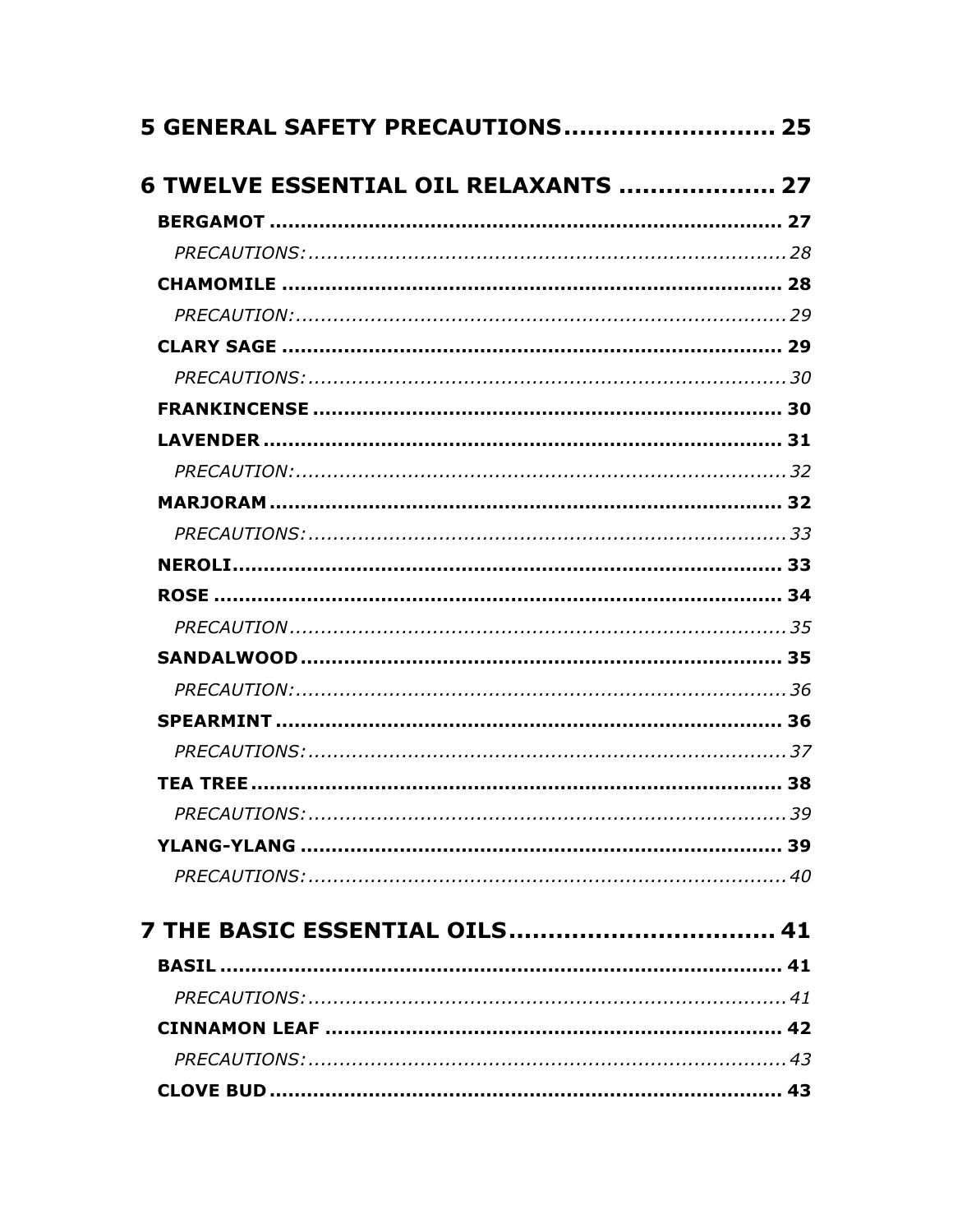**5 GENERAL SAFETY PRECAUTIONS .......................... 25**

**6 TWELVE ESSENTIAL OIL RELAXANTS ................... 27**

- **BERGAMOT ................................................................................. 27**
  - *PRECAUTIONS: ............................................................................ 28*
- **CHAMOMILE ............................................................................... 28**
  - *PRECAUTION: .............................................................................. 29*
- **CLARY SAGE ............................................................................... 29**
  - *PRECAUTIONS: ............................................................................ 30*
- **FRANKINCENSE .......................................................................... 30**
- **LAVENDER .................................................................................. 31**
  - *PRECAUTION: .............................................................................. 32*
- **MARJORAM ................................................................................. 32**
  - *PRECAUTIONS: ............................................................................ 33*
- **NEROLI ....................................................................................... 33**
- **ROSE .......................................................................................... 34**
  - *PRECAUTION .............................................................................. 35*
- **SANDALWOOD ............................................................................ 35**
  - *PRECAUTION: .............................................................................. 36*
- **SPEARMINT ................................................................................. 36**
  - *PRECAUTIONS: ............................................................................ 37*
- **TEA TREE ................................................................................... 38**
  - *PRECAUTIONS: ............................................................................ 39*
- **YLANG-YLANG ............................................................................ 39**
  - *PRECAUTIONS: ............................................................................ 40*

**7 THE BASIC ESSENTIAL OILS ................................ 41**

- **BASIL .......................................................................................... 41**
  - *PRECAUTIONS: ............................................................................ 41*
- **CINNAMON LEAF ........................................................................ 42**
  - *PRECAUTIONS: ............................................................................ 43*
- **CLOVE BUD ................................................................................. 43**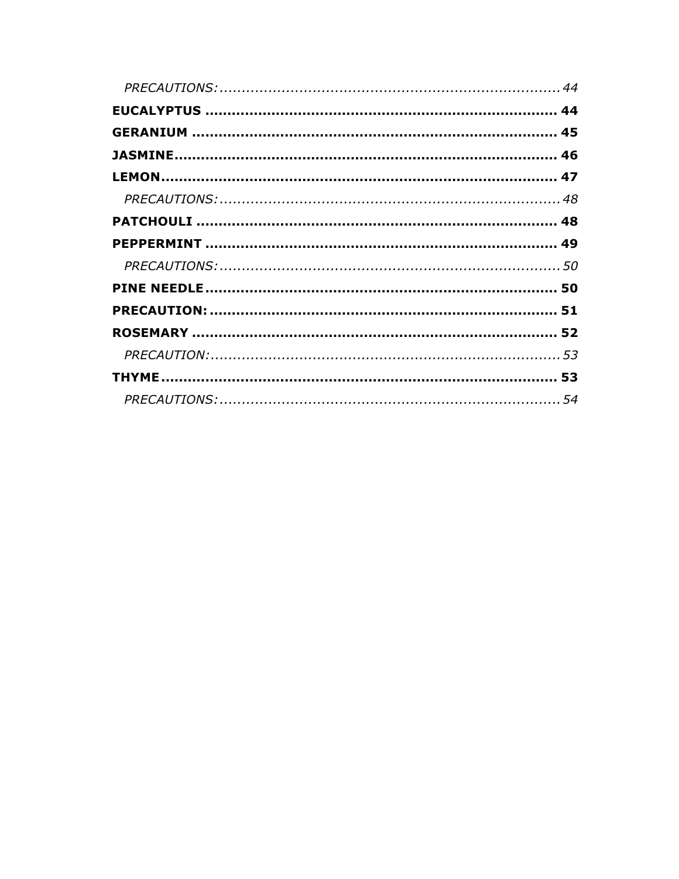*PRECAUTIONS:* ........................................................................ *44*

**EUCALYPTUS** ........................................................................ **44**

**GERANIUM** ........................................................................ **45**

**JASMINE** ........................................................................ **46**

**LEMON** ........................................................................ **47**

*PRECAUTIONS:* ........................................................................ *48*

**PATCHOULI** ........................................................................ **48**

**PEPPERMINT** ........................................................................ **49**

*PRECAUTIONS:* ........................................................................ *50*

**PINE NEEDLE** ........................................................................ **50**

**PRECAUTION:** ........................................................................ **51**

**ROSEMARY** ........................................................................ **52**

*PRECAUTION:* ........................................................................ *53*

**THYME** ........................................................................ **53**

*PRECAUTIONS:* ........................................................................ *54*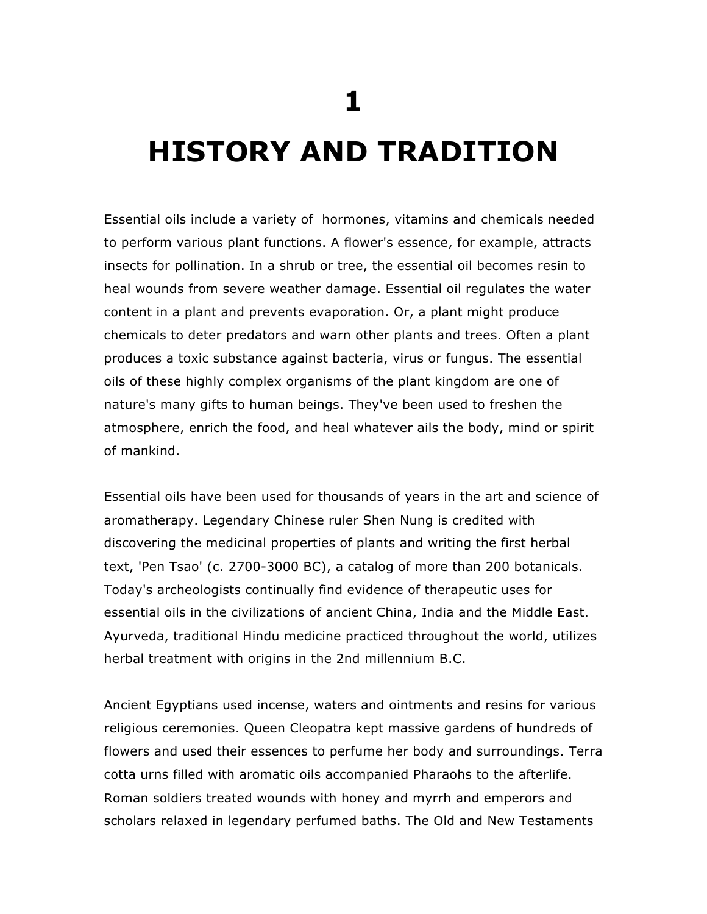# 1

# HISTORY AND TRADITION

Essential oils include a variety of  hormones, vitamins and chemicals needed to perform various plant functions. A flower's essence, for example, attracts insects for pollination. In a shrub or tree, the essential oil becomes resin to heal wounds from severe weather damage. Essential oil regulates the water content in a plant and prevents evaporation. Or, a plant might produce chemicals to deter predators and warn other plants and trees. Often a plant produces a toxic substance against bacteria, virus or fungus. The essential oils of these highly complex organisms of the plant kingdom are one of nature's many gifts to human beings. They've been used to freshen the atmosphere, enrich the food, and heal whatever ails the body, mind or spirit of mankind.

Essential oils have been used for thousands of years in the art and science of aromatherapy. Legendary Chinese ruler Shen Nung is credited with discovering the medicinal properties of plants and writing the first herbal text, 'Pen Tsao' (c. 2700-3000 BC), a catalog of more than 200 botanicals. Today's archeologists continually find evidence of therapeutic uses for essential oils in the civilizations of ancient China, India and the Middle East. Ayurveda, traditional Hindu medicine practiced throughout the world, utilizes herbal treatment with origins in the 2nd millennium B.C.

Ancient Egyptians used incense, waters and ointments and resins for various religious ceremonies. Queen Cleopatra kept massive gardens of hundreds of flowers and used their essences to perfume her body and surroundings. Terra cotta urns filled with aromatic oils accompanied Pharaohs to the afterlife. Roman soldiers treated wounds with honey and myrrh and emperors and scholars relaxed in legendary perfumed baths. The Old and New Testaments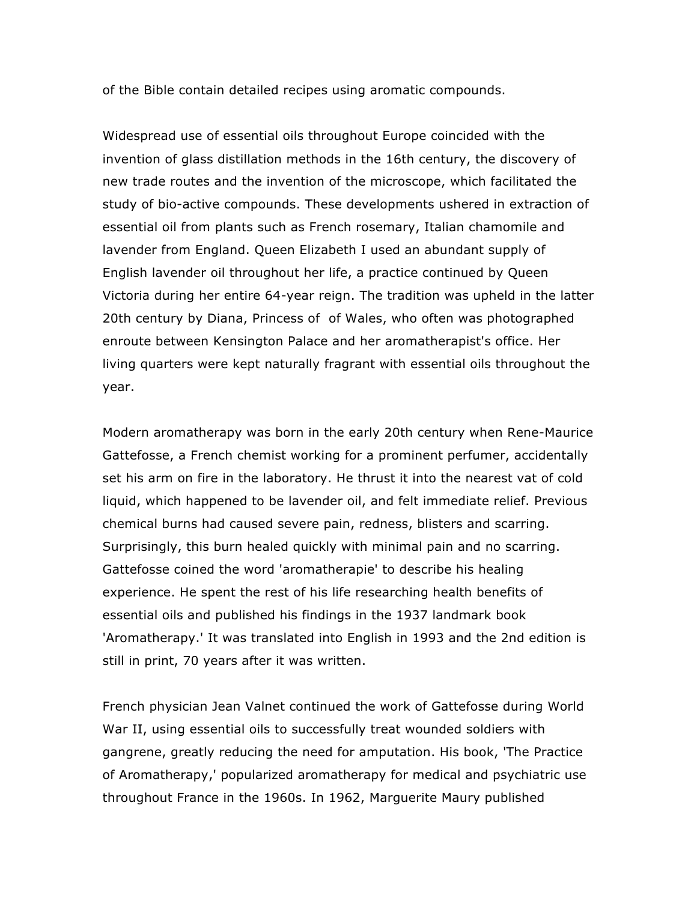of the Bible contain detailed recipes using aromatic compounds.

Widespread use of essential oils throughout Europe coincided with the invention of glass distillation methods in the 16th century, the discovery of new trade routes and the invention of the microscope, which facilitated the study of bio-active compounds. These developments ushered in extraction of essential oil from plants such as French rosemary, Italian chamomile and lavender from England. Queen Elizabeth I used an abundant supply of English lavender oil throughout her life, a practice continued by Queen Victoria during her entire 64-year reign. The tradition was upheld in the latter 20th century by Diana, Princess of  of Wales, who often was photographed enroute between Kensington Palace and her aromatherapist's office. Her living quarters were kept naturally fragrant with essential oils throughout the year.

Modern aromatherapy was born in the early 20th century when Rene-Maurice Gattefosse, a French chemist working for a prominent perfumer, accidentally set his arm on fire in the laboratory. He thrust it into the nearest vat of cold liquid, which happened to be lavender oil, and felt immediate relief. Previous chemical burns had caused severe pain, redness, blisters and scarring. Surprisingly, this burn healed quickly with minimal pain and no scarring. Gattefosse coined the word 'aromatherapie' to describe his healing experience. He spent the rest of his life researching health benefits of essential oils and published his findings in the 1937 landmark book 'Aromatherapy.' It was translated into English in 1993 and the 2nd edition is still in print, 70 years after it was written.

French physician Jean Valnet continued the work of Gattefosse during World War II, using essential oils to successfully treat wounded soldiers with gangrene, greatly reducing the need for amputation. His book, 'The Practice of Aromatherapy,' popularized aromatherapy for medical and psychiatric use throughout France in the 1960s. In 1962, Marguerite Maury published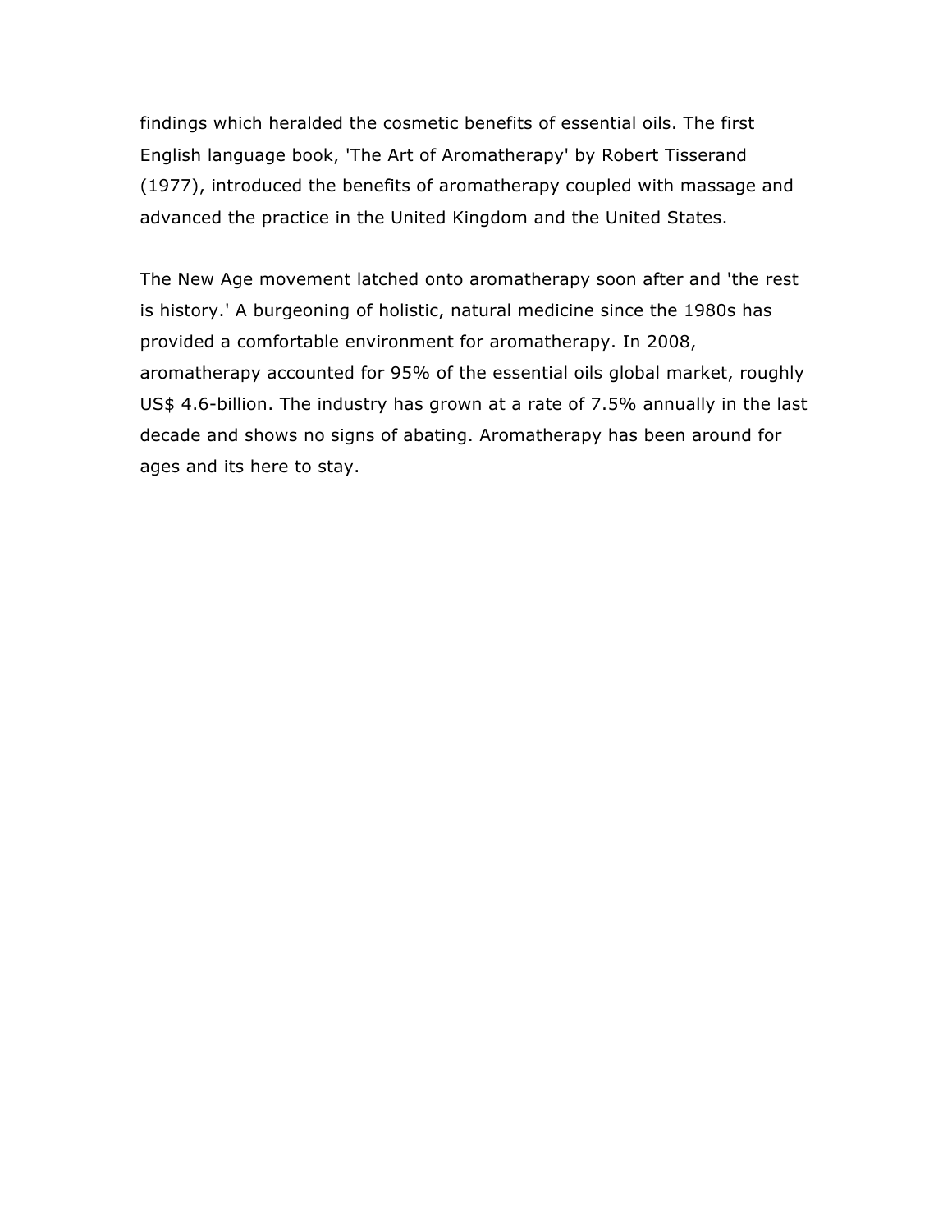findings which heralded the cosmetic benefits of essential oils. The first English language book, 'The Art of Aromatherapy' by Robert Tisserand (1977), introduced the benefits of aromatherapy coupled with massage and advanced the practice in the United Kingdom and the United States.

The New Age movement latched onto aromatherapy soon after and 'the rest is history.' A burgeoning of holistic, natural medicine since the 1980s has provided a comfortable environment for aromatherapy. In 2008, aromatherapy accounted for 95% of the essential oils global market, roughly US$ 4.6-billion. The industry has grown at a rate of 7.5% annually in the last decade and shows no signs of abating. Aromatherapy has been around for ages and its here to stay.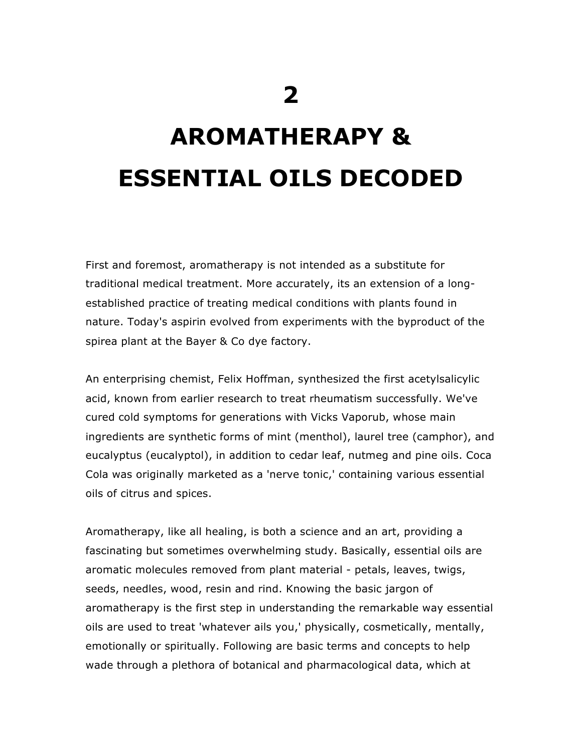# 2

# AROMATHERAPY & ESSENTIAL OILS DECODED

First and foremost, aromatherapy is not intended as a substitute for traditional medical treatment. More accurately, its an extension of a long-established practice of treating medical conditions with plants found in nature. Today's aspirin evolved from experiments with the byproduct of the spirea plant at the Bayer & Co dye factory.

An enterprising chemist, Felix Hoffman, synthesized the first acetylsalicylic acid, known from earlier research to treat rheumatism successfully. We've cured cold symptoms for generations with Vicks Vaporub, whose main ingredients are synthetic forms of mint (menthol), laurel tree (camphor), and eucalyptus (eucalyptol), in addition to cedar leaf, nutmeg and pine oils. Coca Cola was originally marketed as a 'nerve tonic,' containing various essential oils of citrus and spices.

Aromatherapy, like all healing, is both a science and an art, providing a fascinating but sometimes overwhelming study. Basically, essential oils are aromatic molecules removed from plant material - petals, leaves, twigs, seeds, needles, wood, resin and rind. Knowing the basic jargon of aromatherapy is the first step in understanding the remarkable way essential oils are used to treat 'whatever ails you,' physically, cosmetically, mentally, emotionally or spiritually. Following are basic terms and concepts to help wade through a plethora of botanical and pharmacological data, which at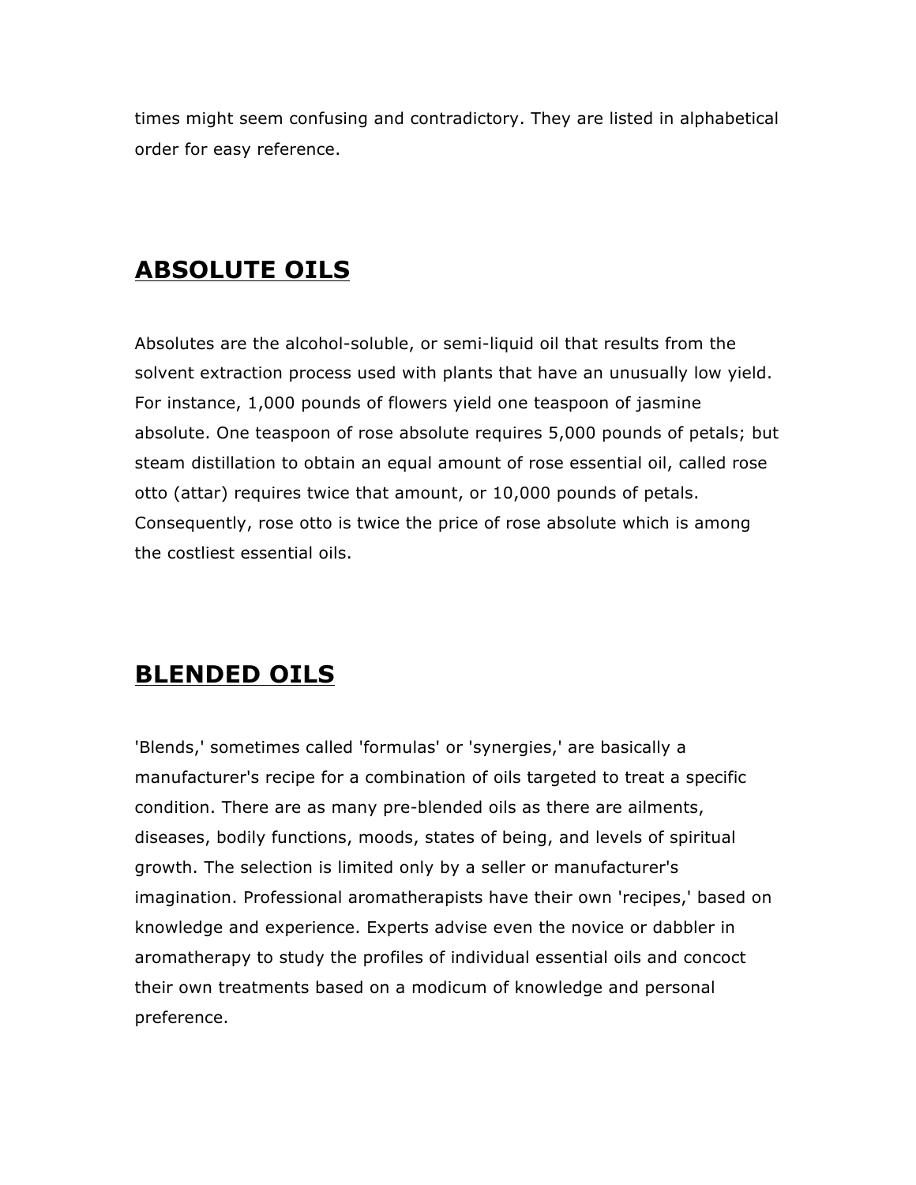times might seem confusing and contradictory. They are listed in alphabetical order for easy reference.

## ABSOLUTE OILS

Absolutes are the alcohol-soluble, or semi-liquid oil that results from the solvent extraction process used with plants that have an unusually low yield. For instance, 1,000 pounds of flowers yield one teaspoon of jasmine absolute. One teaspoon of rose absolute requires 5,000 pounds of petals; but steam distillation to obtain an equal amount of rose essential oil, called rose otto (attar) requires twice that amount, or 10,000 pounds of petals. Consequently, rose otto is twice the price of rose absolute which is among the costliest essential oils.

## BLENDED OILS

'Blends,' sometimes called 'formulas' or 'synergies,' are basically a manufacturer's recipe for a combination of oils targeted to treat a specific condition. There are as many pre-blended oils as there are ailments, diseases, bodily functions, moods, states of being, and levels of spiritual growth. The selection is limited only by a seller or manufacturer's imagination. Professional aromatherapists have their own 'recipes,' based on knowledge and experience. Experts advise even the novice or dabbler in aromatherapy to study the profiles of individual essential oils and concoct their own treatments based on a modicum of knowledge and personal preference.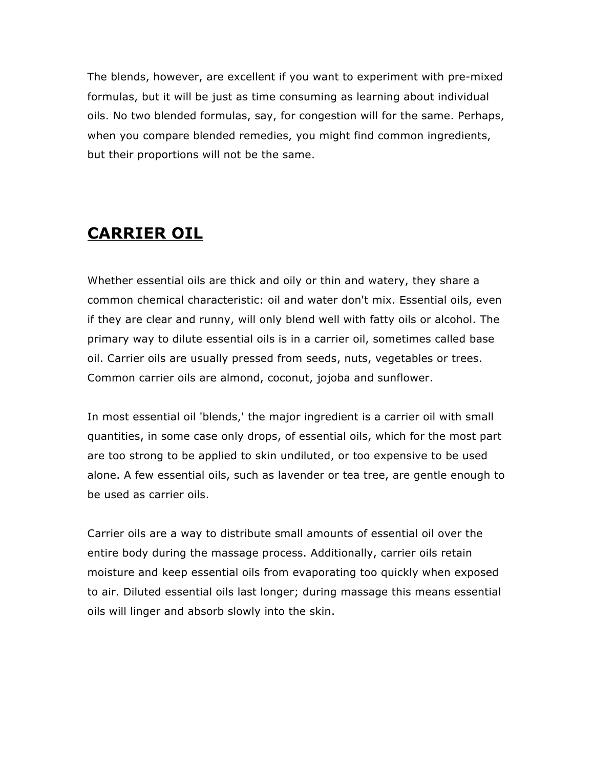The blends, however, are excellent if you want to experiment with pre-mixed formulas, but it will be just as time consuming as learning about individual oils. No two blended formulas, say, for congestion will for the same. Perhaps, when you compare blended remedies, you might find common ingredients, but their proportions will not be the same.

## CARRIER OIL

Whether essential oils are thick and oily or thin and watery, they share a common chemical characteristic: oil and water don't mix. Essential oils, even if they are clear and runny, will only blend well with fatty oils or alcohol. The primary way to dilute essential oils is in a carrier oil, sometimes called base oil. Carrier oils are usually pressed from seeds, nuts, vegetables or trees. Common carrier oils are almond, coconut, jojoba and sunflower.

In most essential oil 'blends,' the major ingredient is a carrier oil with small quantities, in some case only drops, of essential oils, which for the most part are too strong to be applied to skin undiluted, or too expensive to be used alone. A few essential oils, such as lavender or tea tree, are gentle enough to be used as carrier oils.

Carrier oils are a way to distribute small amounts of essential oil over the entire body during the massage process. Additionally, carrier oils retain moisture and keep essential oils from evaporating too quickly when exposed to air. Diluted essential oils last longer; during massage this means essential oils will linger and absorb slowly into the skin.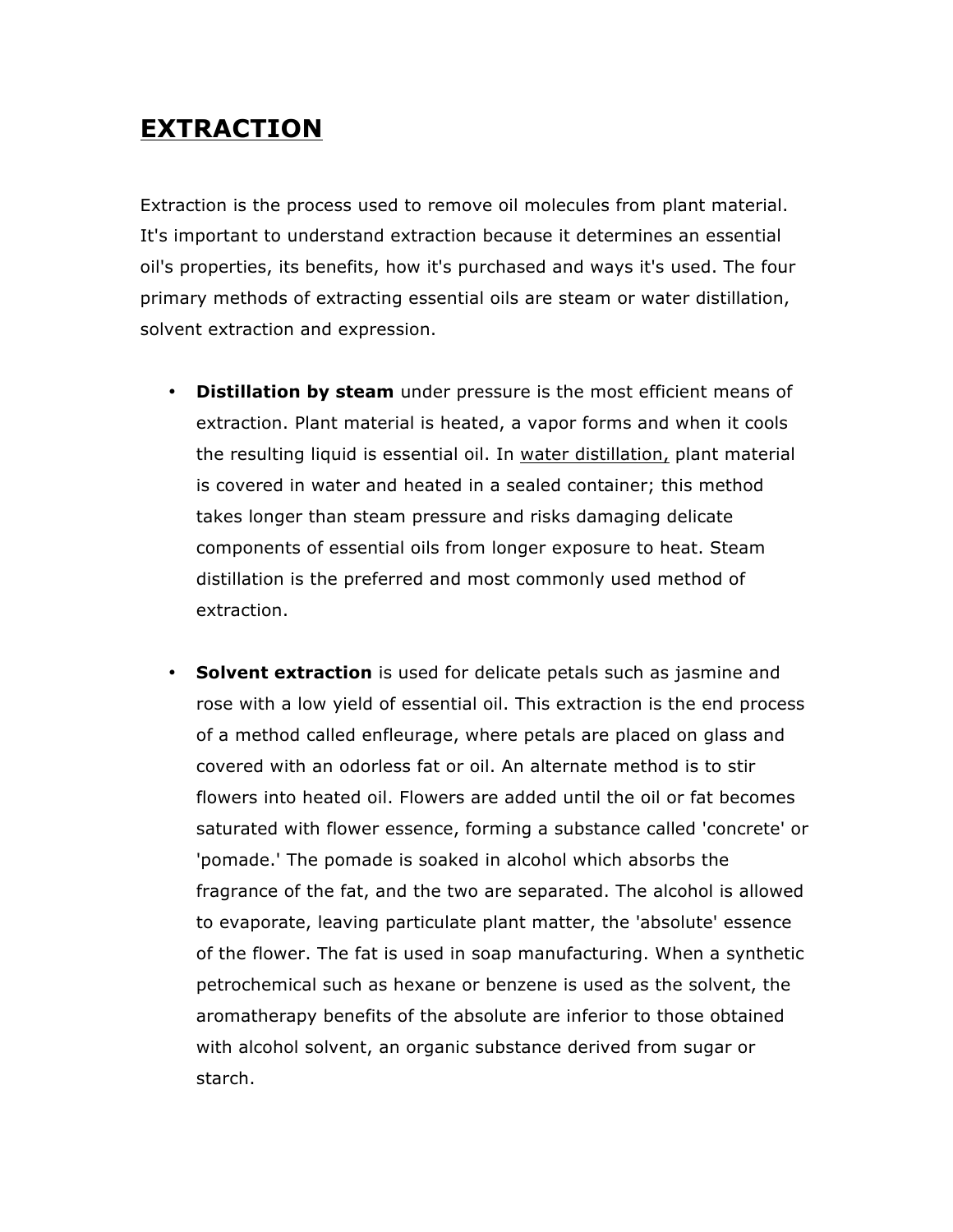# EXTRACTION

Extraction is the process used to remove oil molecules from plant material. It's important to understand extraction because it determines an essential oil's properties, its benefits, how it's purchased and ways it's used. The four primary methods of extracting essential oils are steam or water distillation, solvent extraction and expression.

- **Distillation by steam** under pressure is the most efficient means of extraction. Plant material is heated, a vapor forms and when it cools the resulting liquid is essential oil. In <u>water distillation,</u> plant material is covered in water and heated in a sealed container; this method takes longer than steam pressure and risks damaging delicate components of essential oils from longer exposure to heat. Steam distillation is the preferred and most commonly used method of extraction.

- **Solvent extraction** is used for delicate petals such as jasmine and rose with a low yield of essential oil. This extraction is the end process of a method called enfleurage, where petals are placed on glass and covered with an odorless fat or oil. An alternate method is to stir flowers into heated oil. Flowers are added until the oil or fat becomes saturated with flower essence, forming a substance called 'concrete' or 'pomade.' The pomade is soaked in alcohol which absorbs the fragrance of the fat, and the two are separated. The alcohol is allowed to evaporate, leaving particulate plant matter, the 'absolute' essence of the flower. The fat is used in soap manufacturing. When a synthetic petrochemical such as hexane or benzene is used as the solvent, the aromatherapy benefits of the absolute are inferior to those obtained with alcohol solvent, an organic substance derived from sugar or starch.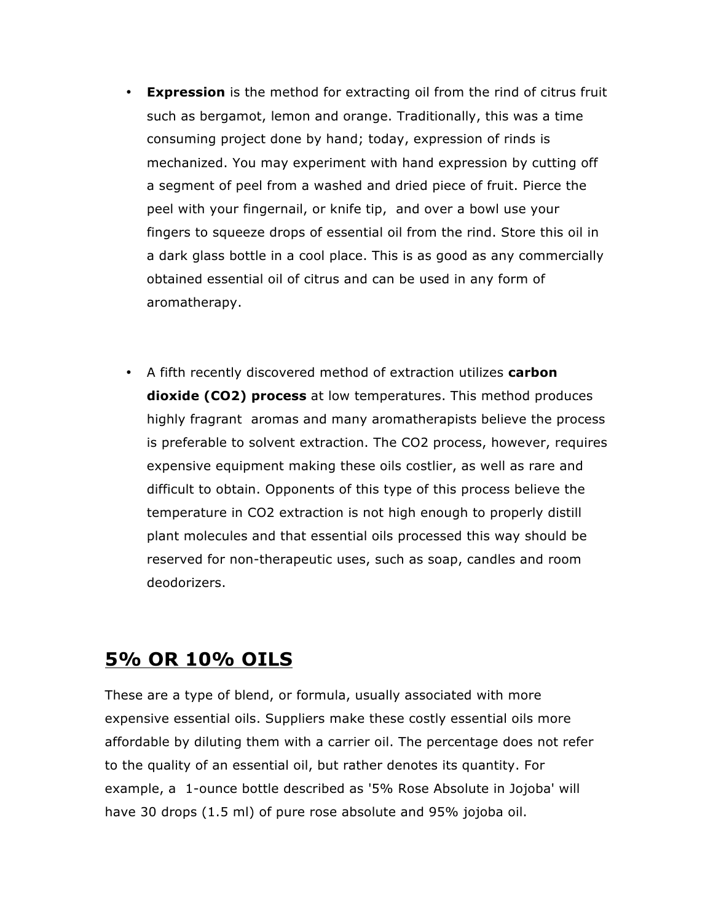- **Expression** is the method for extracting oil from the rind of citrus fruit such as bergamot, lemon and orange. Traditionally, this was a time consuming project done by hand; today, expression of rinds is mechanized. You may experiment with hand expression by cutting off a segment of peel from a washed and dried piece of fruit. Pierce the peel with your fingernail, or knife tip, and over a bowl use your fingers to squeeze drops of essential oil from the rind. Store this oil in a dark glass bottle in a cool place. This is as good as any commercially obtained essential oil of citrus and can be used in any form of aromatherapy.

- A fifth recently discovered method of extraction utilizes **carbon dioxide (CO2) process** at low temperatures. This method produces highly fragrant aromas and many aromatherapists believe the process is preferable to solvent extraction. The CO2 process, however, requires expensive equipment making these oils costlier, as well as rare and difficult to obtain. Opponents of this type of this process believe the temperature in CO2 extraction is not high enough to properly distill plant molecules and that essential oils processed this way should be reserved for non-therapeutic uses, such as soap, candles and room deodorizers.

## 5% OR 10% OILS

These are a type of blend, or formula, usually associated with more expensive essential oils. Suppliers make these costly essential oils more affordable by diluting them with a carrier oil. The percentage does not refer to the quality of an essential oil, but rather denotes its quantity. For example, a 1-ounce bottle described as '5% Rose Absolute in Jojoba' will have 30 drops (1.5 ml) of pure rose absolute and 95% jojoba oil.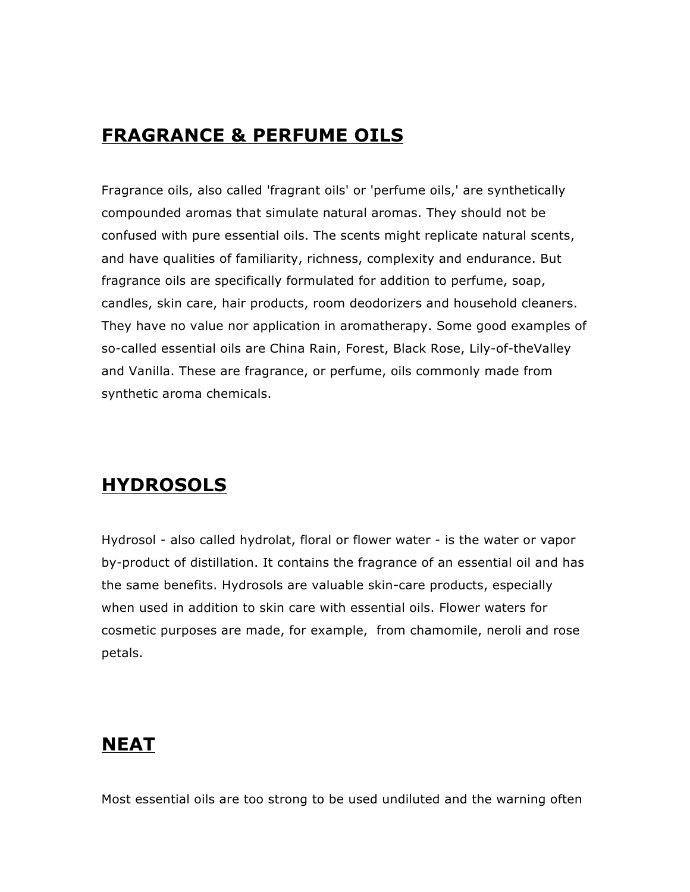## FRAGRANCE & PERFUME OILS

Fragrance oils, also called 'fragrant oils' or 'perfume oils,' are synthetically compounded aromas that simulate natural aromas. They should not be confused with pure essential oils. The scents might replicate natural scents, and have qualities of familiarity, richness, complexity and endurance. But fragrance oils are specifically formulated for addition to perfume, soap, candles, skin care, hair products, room deodorizers and household cleaners. They have no value nor application in aromatherapy. Some good examples of so-called essential oils are China Rain, Forest, Black Rose, Lily-of-theValley and Vanilla. These are fragrance, or perfume, oils commonly made from synthetic aroma chemicals.

## HYDROSOLS

Hydrosol - also called hydrolat, floral or flower water - is the water or vapor by-product of distillation. It contains the fragrance of an essential oil and has the same benefits. Hydrosols are valuable skin-care products, especially when used in addition to skin care with essential oils. Flower waters for cosmetic purposes are made, for example, from chamomile, neroli and rose petals.

## NEAT

Most essential oils are too strong to be used undiluted and the warning often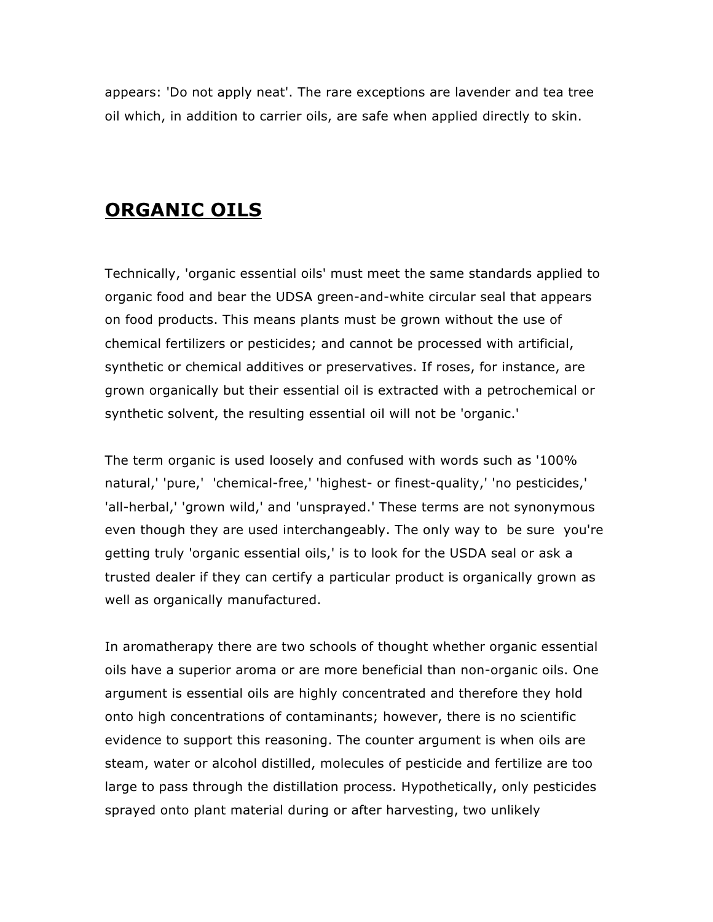appears: 'Do not apply neat'. The rare exceptions are lavender and tea tree oil which, in addition to carrier oils, are safe when applied directly to skin.

## ORGANIC OILS

Technically, 'organic essential oils' must meet the same standards applied to organic food and bear the UDSA green-and-white circular seal that appears on food products. This means plants must be grown without the use of chemical fertilizers or pesticides; and cannot be processed with artificial, synthetic or chemical additives or preservatives. If roses, for instance, are grown organically but their essential oil is extracted with a petrochemical or synthetic solvent, the resulting essential oil will not be 'organic.'

The term organic is used loosely and confused with words such as '100% natural,' 'pure,' 'chemical-free,' 'highest- or finest-quality,' 'no pesticides,' 'all-herbal,' 'grown wild,' and 'unsprayed.' These terms are not synonymous even though they are used interchangeably. The only way to be sure you're getting truly 'organic essential oils,' is to look for the USDA seal or ask a trusted dealer if they can certify a particular product is organically grown as well as organically manufactured.

In aromatherapy there are two schools of thought whether organic essential oils have a superior aroma or are more beneficial than non-organic oils. One argument is essential oils are highly concentrated and therefore they hold onto high concentrations of contaminants; however, there is no scientific evidence to support this reasoning. The counter argument is when oils are steam, water or alcohol distilled, molecules of pesticide and fertilize are too large to pass through the distillation process. Hypothetically, only pesticides sprayed onto plant material during or after harvesting, two unlikely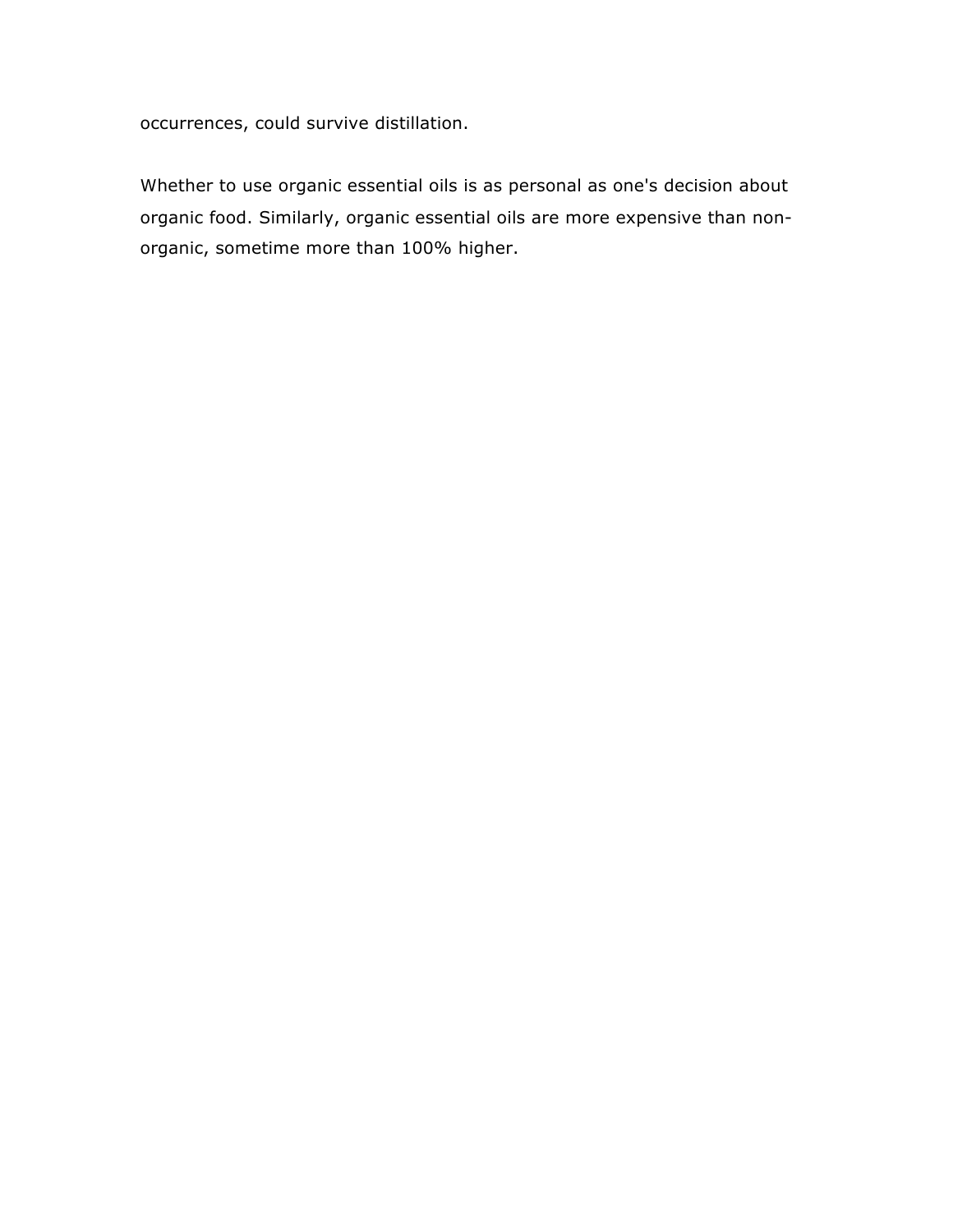occurrences, could survive distillation.

Whether to use organic essential oils is as personal as one's decision about organic food. Similarly, organic essential oils are more expensive than non-organic, sometime more than 100% higher.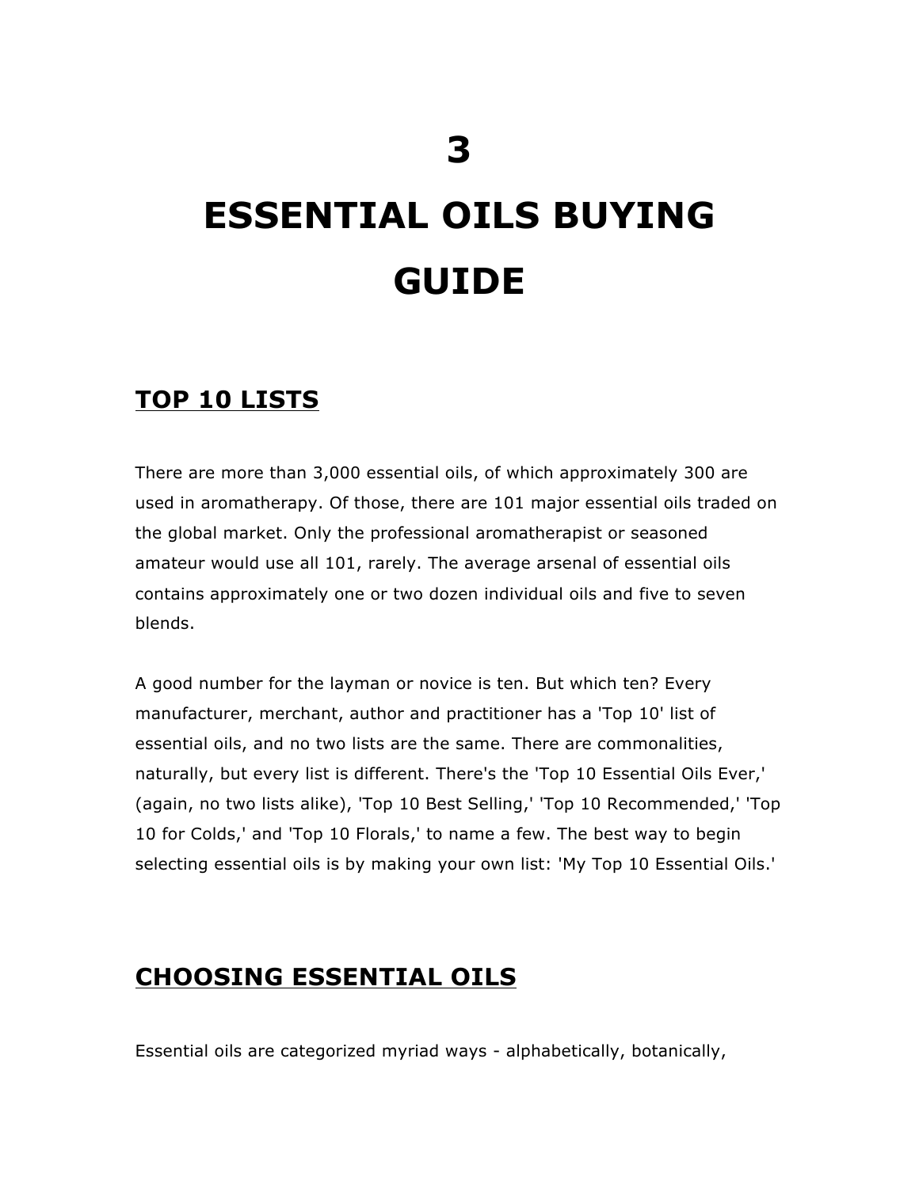# 3

# ESSENTIAL OILS BUYING GUIDE

## TOP 10 LISTS

There are more than 3,000 essential oils, of which approximately 300 are used in aromatherapy. Of those, there are 101 major essential oils traded on the global market. Only the professional aromatherapist or seasoned amateur would use all 101, rarely. The average arsenal of essential oils contains approximately one or two dozen individual oils and five to seven blends.

A good number for the layman or novice is ten. But which ten? Every manufacturer, merchant, author and practitioner has a 'Top 10' list of essential oils, and no two lists are the same. There are commonalities, naturally, but every list is different. There's the 'Top 10 Essential Oils Ever,' (again, no two lists alike), 'Top 10 Best Selling,' 'Top 10 Recommended,' 'Top 10 for Colds,' and 'Top 10 Florals,' to name a few. The best way to begin selecting essential oils is by making your own list: 'My Top 10 Essential Oils.'

## CHOOSING ESSENTIAL OILS

Essential oils are categorized myriad ways - alphabetically, botanically,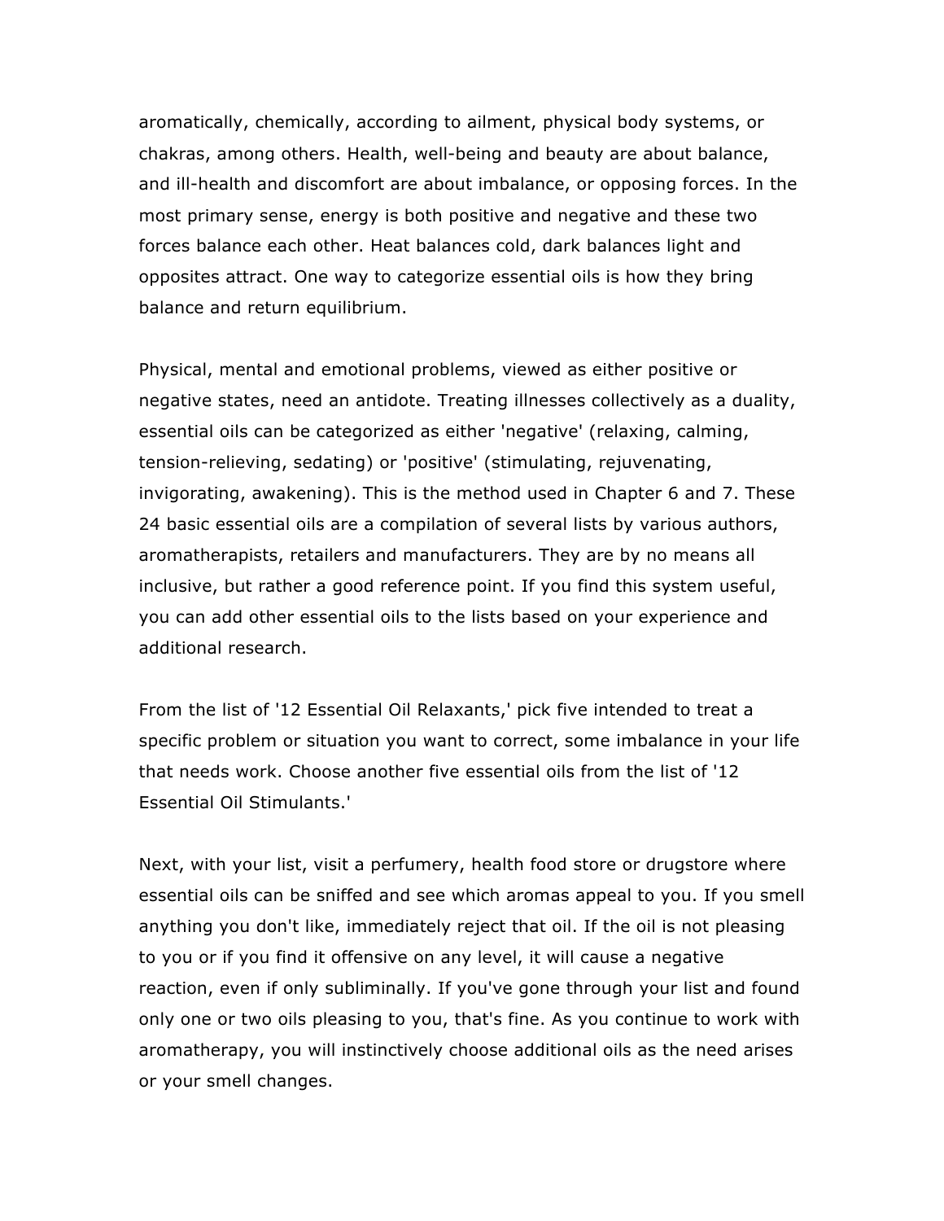aromatically, chemically, according to ailment, physical body systems, or chakras, among others. Health, well-being and beauty are about balance, and ill-health and discomfort are about imbalance, or opposing forces. In the most primary sense, energy is both positive and negative and these two forces balance each other. Heat balances cold, dark balances light and opposites attract. One way to categorize essential oils is how they bring balance and return equilibrium.

Physical, mental and emotional problems, viewed as either positive or negative states, need an antidote. Treating illnesses collectively as a duality, essential oils can be categorized as either 'negative' (relaxing, calming, tension-relieving, sedating) or 'positive' (stimulating, rejuvenating, invigorating, awakening). This is the method used in Chapter 6 and 7. These 24 basic essential oils are a compilation of several lists by various authors, aromatherapists, retailers and manufacturers. They are by no means all inclusive, but rather a good reference point. If you find this system useful, you can add other essential oils to the lists based on your experience and additional research.

From the list of '12 Essential Oil Relaxants,' pick five intended to treat a specific problem or situation you want to correct, some imbalance in your life that needs work. Choose another five essential oils from the list of '12 Essential Oil Stimulants.'

Next, with your list, visit a perfumery, health food store or drugstore where essential oils can be sniffed and see which aromas appeal to you. If you smell anything you don't like, immediately reject that oil. If the oil is not pleasing to you or if you find it offensive on any level, it will cause a negative reaction, even if only subliminally. If you've gone through your list and found only one or two oils pleasing to you, that's fine. As you continue to work with aromatherapy, you will instinctively choose additional oils as the need arises or your smell changes.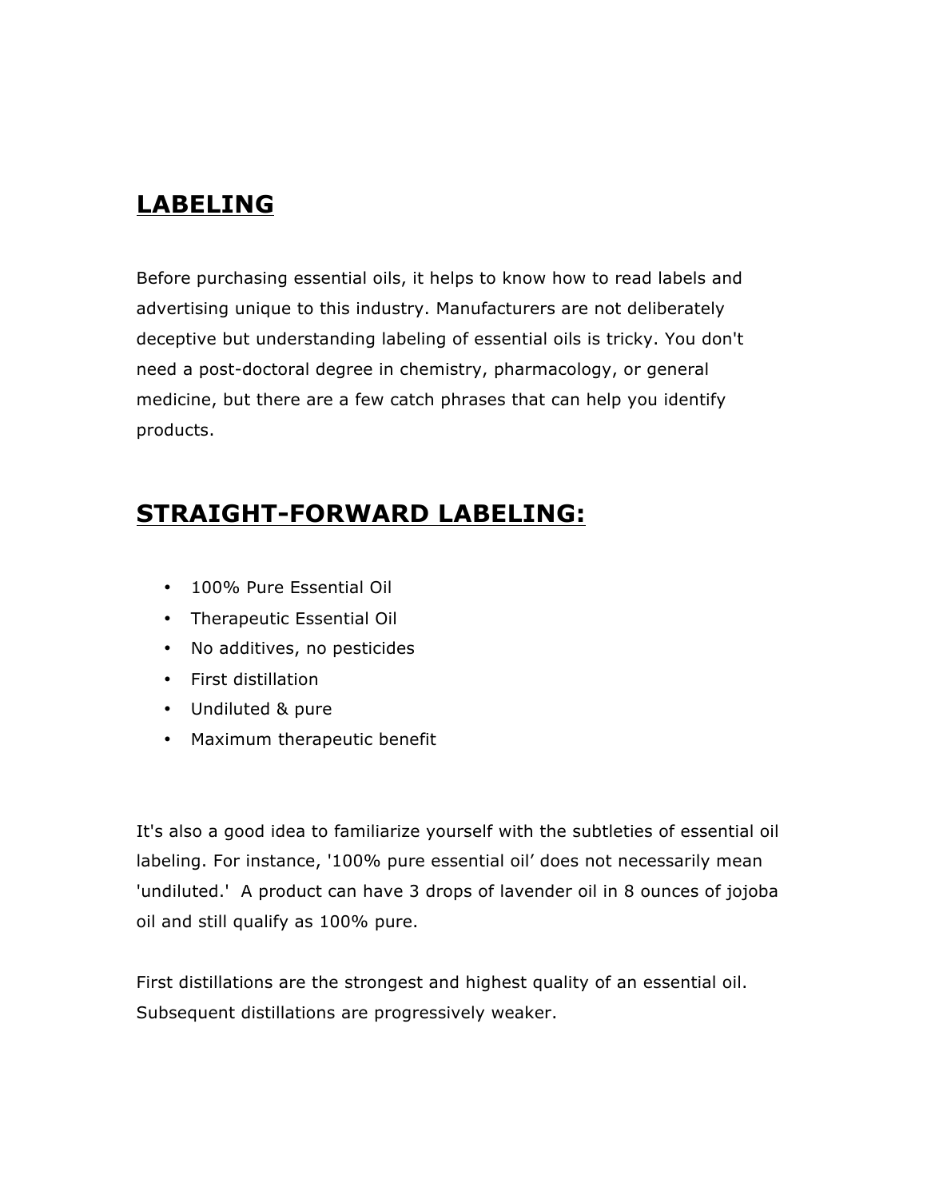## LABELING

Before purchasing essential oils, it helps to know how to read labels and advertising unique to this industry. Manufacturers are not deliberately deceptive but understanding labeling of essential oils is tricky. You don't need a post-doctoral degree in chemistry, pharmacology, or general medicine, but there are a few catch phrases that can help you identify products.

## STRAIGHT-FORWARD LABELING:

- 100% Pure Essential Oil
- Therapeutic Essential Oil
- No additives, no pesticides
- First distillation
- Undiluted & pure
- Maximum therapeutic benefit

It's also a good idea to familiarize yourself with the subtleties of essential oil labeling. For instance, '100% pure essential oil' does not necessarily mean 'undiluted.' A product can have 3 drops of lavender oil in 8 ounces of jojoba oil and still qualify as 100% pure.

First distillations are the strongest and highest quality of an essential oil. Subsequent distillations are progressively weaker.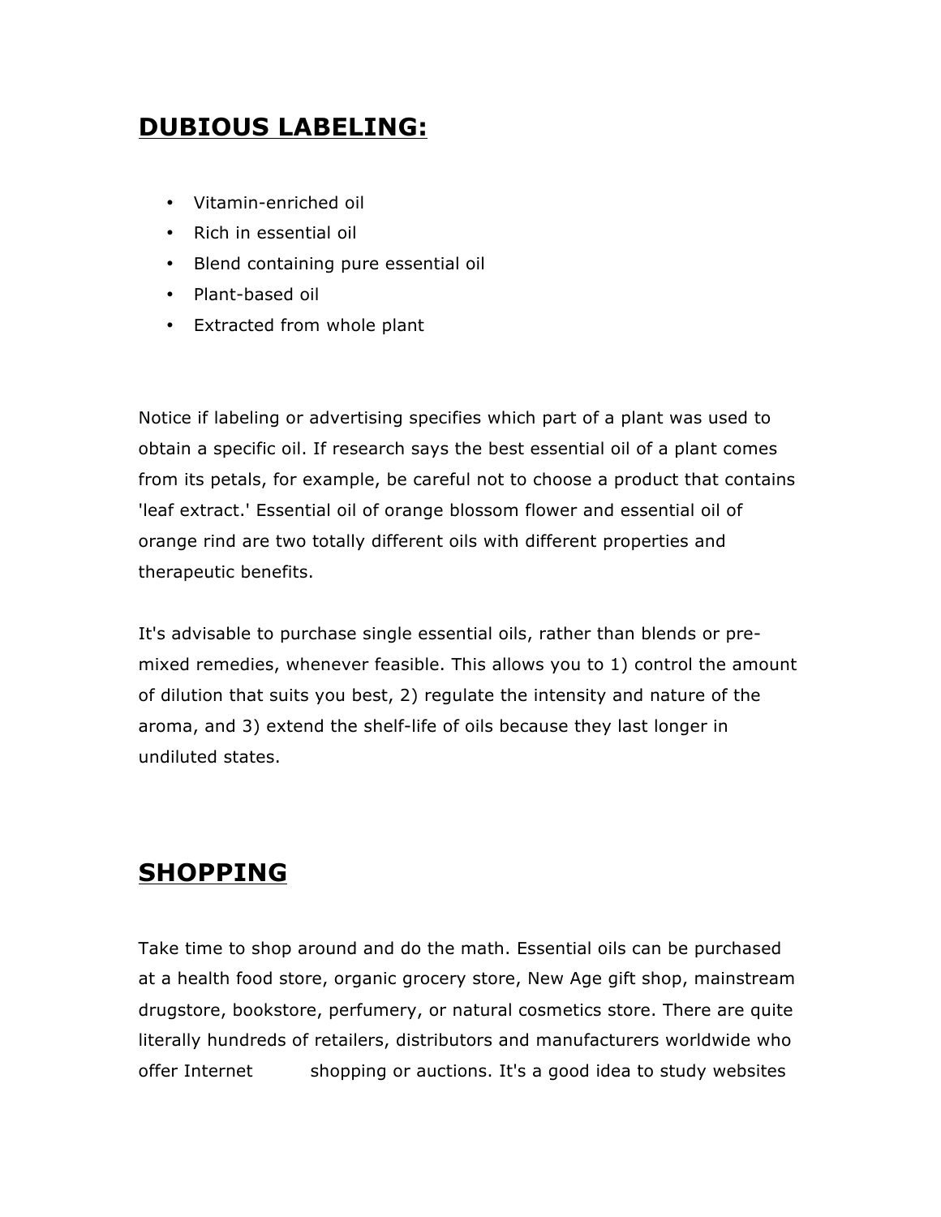## DUBIOUS LABELING:

- Vitamin-enriched oil
- Rich in essential oil
- Blend containing pure essential oil
- Plant-based oil
- Extracted from whole plant

Notice if labeling or advertising specifies which part of a plant was used to obtain a specific oil. If research says the best essential oil of a plant comes from its petals, for example, be careful not to choose a product that contains 'leaf extract.' Essential oil of orange blossom flower and essential oil of orange rind are two totally different oils with different properties and therapeutic benefits.

It's advisable to purchase single essential oils, rather than blends or pre-mixed remedies, whenever feasible. This allows you to 1) control the amount of dilution that suits you best, 2) regulate the intensity and nature of the aroma, and 3) extend the shelf-life of oils because they last longer in undiluted states.

## SHOPPING

Take time to shop around and do the math. Essential oils can be purchased at a health food store, organic grocery store, New Age gift shop, mainstream drugstore, bookstore, perfumery, or natural cosmetics store. There are quite literally hundreds of retailers, distributors and manufacturers worldwide who offer Internet shopping or auctions. It's a good idea to study websites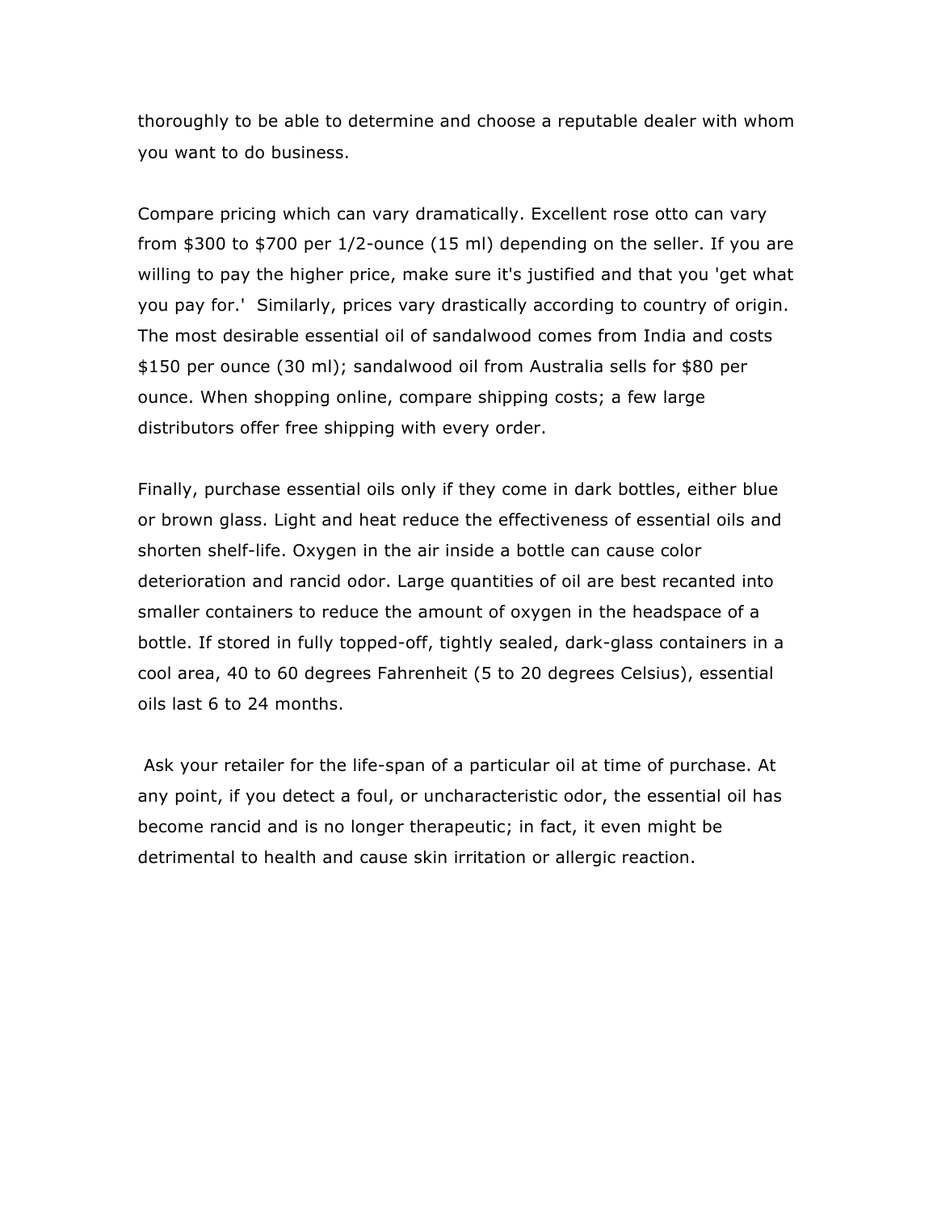thoroughly to be able to determine and choose a reputable dealer with whom you want to do business.

Compare pricing which can vary dramatically. Excellent rose otto can vary from $300 to $700 per 1/2-ounce (15 ml) depending on the seller. If you are willing to pay the higher price, make sure it's justified and that you 'get what you pay for.' Similarly, prices vary drastically according to country of origin. The most desirable essential oil of sandalwood comes from India and costs $150 per ounce (30 ml); sandalwood oil from Australia sells for $80 per ounce. When shopping online, compare shipping costs; a few large distributors offer free shipping with every order.

Finally, purchase essential oils only if they come in dark bottles, either blue or brown glass. Light and heat reduce the effectiveness of essential oils and shorten shelf-life. Oxygen in the air inside a bottle can cause color deterioration and rancid odor. Large quantities of oil are best recanted into smaller containers to reduce the amount of oxygen in the headspace of a bottle. If stored in fully topped-off, tightly sealed, dark-glass containers in a cool area, 40 to 60 degrees Fahrenheit (5 to 20 degrees Celsius), essential oils last 6 to 24 months.

Ask your retailer for the life-span of a particular oil at time of purchase. At any point, if you detect a foul, or uncharacteristic odor, the essential oil has become rancid and is no longer therapeutic; in fact, it even might be detrimental to health and cause skin irritation or allergic reaction.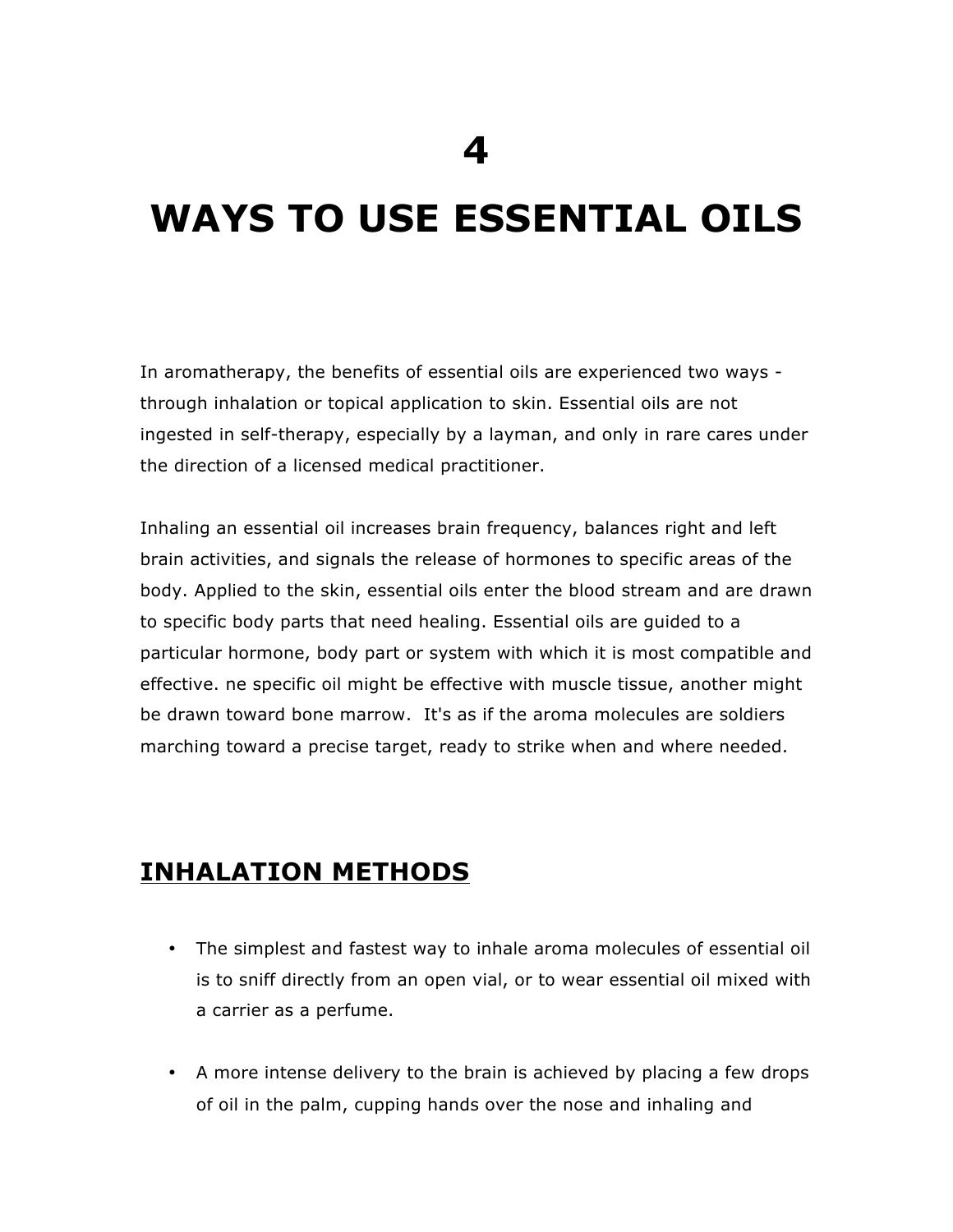# 4

# WAYS TO USE ESSENTIAL OILS

In aromatherapy, the benefits of essential oils are experienced two ways - through inhalation or topical application to skin. Essential oils are not ingested in self-therapy, especially by a layman, and only in rare cares under the direction of a licensed medical practitioner.

Inhaling an essential oil increases brain frequency, balances right and left brain activities, and signals the release of hormones to specific areas of the body. Applied to the skin, essential oils enter the blood stream and are drawn to specific body parts that need healing. Essential oils are guided to a particular hormone, body part or system with which it is most compatible and effective. ne specific oil might be effective with muscle tissue, another might be drawn toward bone marrow. It's as if the aroma molecules are soldiers marching toward a precise target, ready to strike when and where needed.

## INHALATION METHODS

- The simplest and fastest way to inhale aroma molecules of essential oil is to sniff directly from an open vial, or to wear essential oil mixed with a carrier as a perfume.

- A more intense delivery to the brain is achieved by placing a few drops of oil in the palm, cupping hands over the nose and inhaling and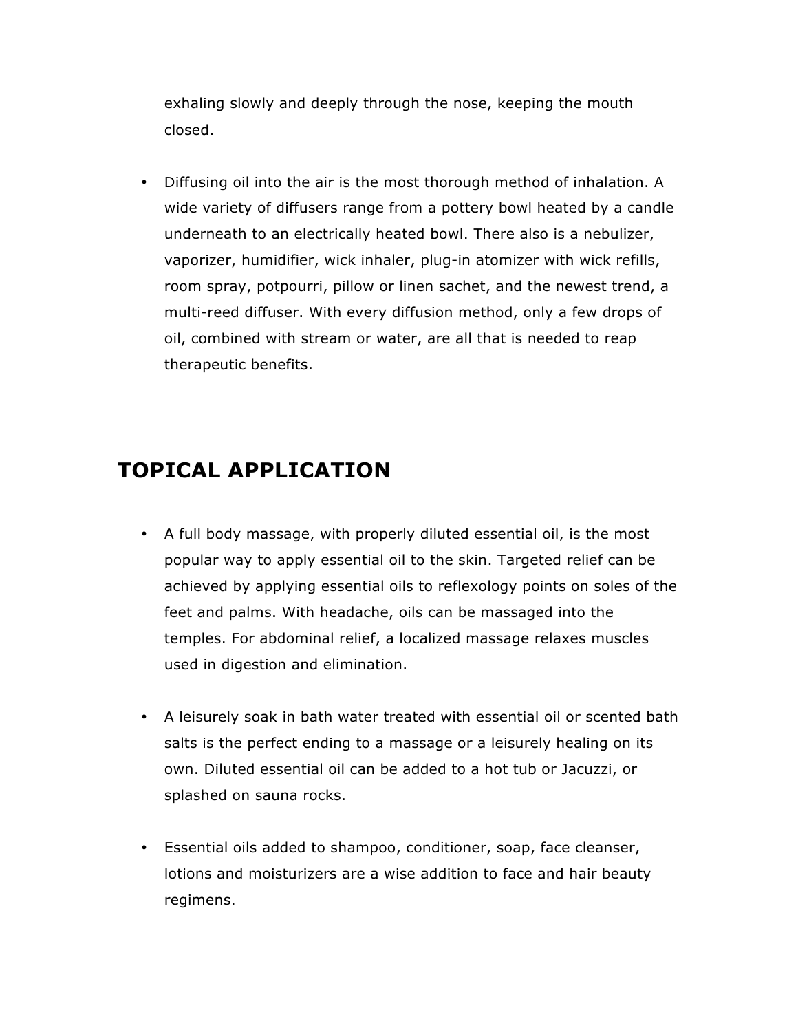exhaling slowly and deeply through the nose, keeping the mouth closed.

- Diffusing oil into the air is the most thorough method of inhalation. A wide variety of diffusers range from a pottery bowl heated by a candle underneath to an electrically heated bowl. There also is a nebulizer, vaporizer, humidifier, wick inhaler, plug-in atomizer with wick refills, room spray, potpourri, pillow or linen sachet, and the newest trend, a multi-reed diffuser. With every diffusion method, only a few drops of oil, combined with stream or water, are all that is needed to reap therapeutic benefits.

## TOPICAL APPLICATION

- A full body massage, with properly diluted essential oil, is the most popular way to apply essential oil to the skin. Targeted relief can be achieved by applying essential oils to reflexology points on soles of the feet and palms. With headache, oils can be massaged into the temples. For abdominal relief, a localized massage relaxes muscles used in digestion and elimination.

- A leisurely soak in bath water treated with essential oil or scented bath salts is the perfect ending to a massage or a leisurely healing on its own. Diluted essential oil can be added to a hot tub or Jacuzzi, or splashed on sauna rocks.

- Essential oils added to shampoo, conditioner, soap, face cleanser, lotions and moisturizers are a wise addition to face and hair beauty regimens.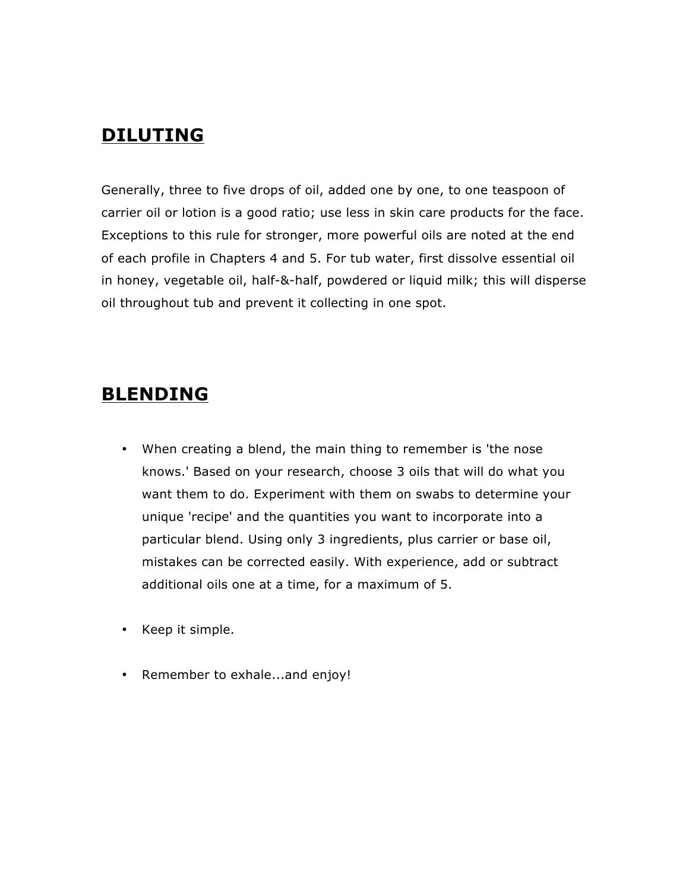## DILUTING

Generally, three to five drops of oil, added one by one, to one teaspoon of carrier oil or lotion is a good ratio; use less in skin care products for the face. Exceptions to this rule for stronger, more powerful oils are noted at the end of each profile in Chapters 4 and 5. For tub water, first dissolve essential oil in honey, vegetable oil, half-&-half, powdered or liquid milk; this will disperse oil throughout tub and prevent it collecting in one spot.

## BLENDING

- When creating a blend, the main thing to remember is 'the nose knows.' Based on your research, choose 3 oils that will do what you want them to do. Experiment with them on swabs to determine your unique 'recipe' and the quantities you want to incorporate into a particular blend. Using only 3 ingredients, plus carrier or base oil, mistakes can be corrected easily. With experience, add or subtract additional oils one at a time, for a maximum of 5.
- Keep it simple.
- Remember to exhale...and enjoy!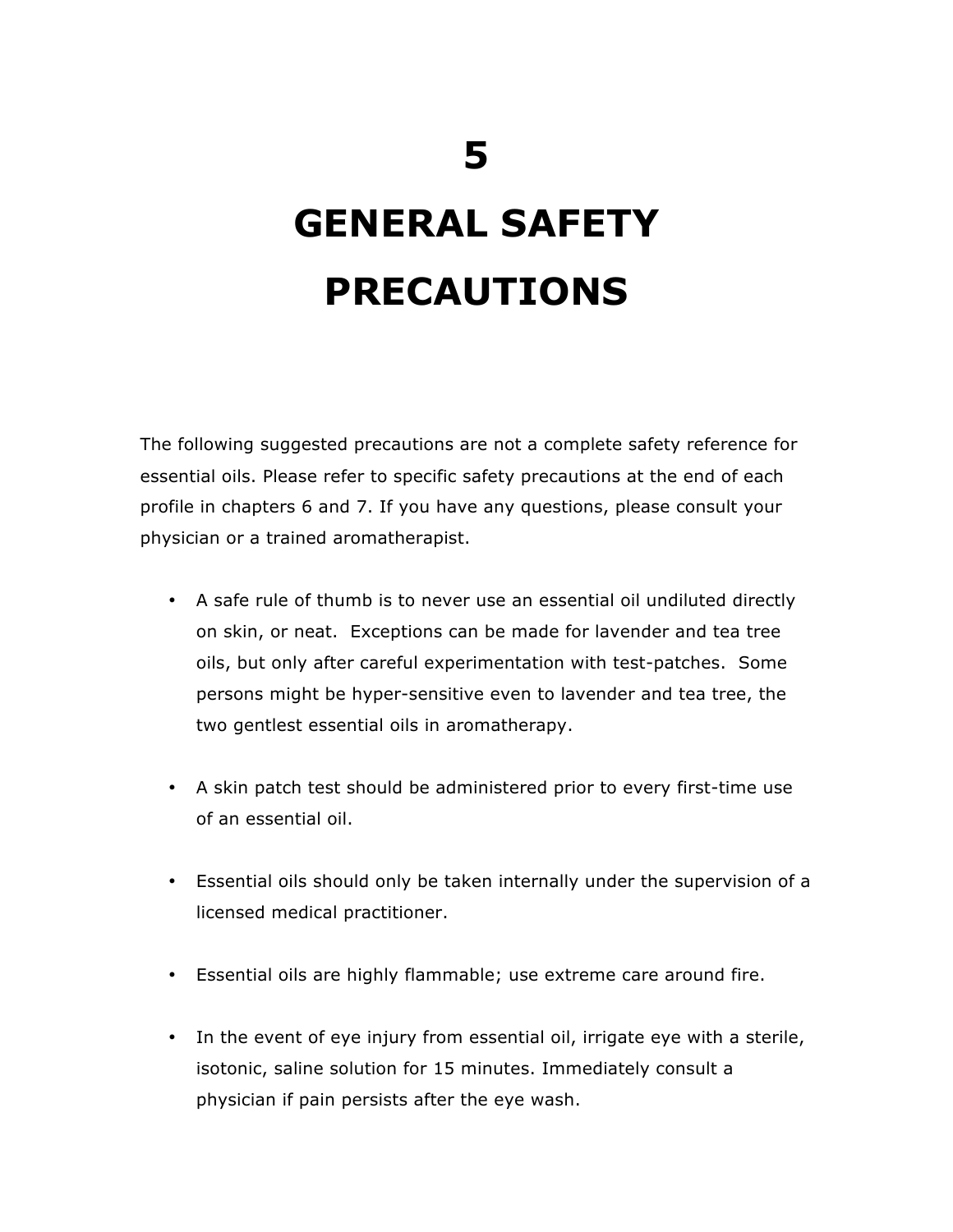# 5

# GENERAL SAFETY PRECAUTIONS

The following suggested precautions are not a complete safety reference for essential oils. Please refer to specific safety precautions at the end of each profile in chapters 6 and 7. If you have any questions, please consult your physician or a trained aromatherapist.

- A safe rule of thumb is to never use an essential oil undiluted directly on skin, or neat. Exceptions can be made for lavender and tea tree oils, but only after careful experimentation with test-patches. Some persons might be hyper-sensitive even to lavender and tea tree, the two gentlest essential oils in aromatherapy.

- A skin patch test should be administered prior to every first-time use of an essential oil.

- Essential oils should only be taken internally under the supervision of a licensed medical practitioner.

- Essential oils are highly flammable; use extreme care around fire.

- In the event of eye injury from essential oil, irrigate eye with a sterile, isotonic, saline solution for 15 minutes. Immediately consult a physician if pain persists after the eye wash.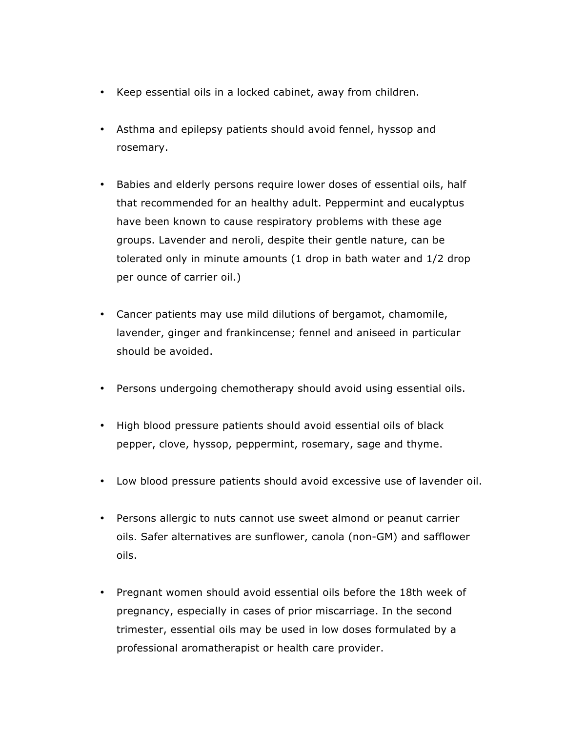- Keep essential oils in a locked cabinet, away from children.

- Asthma and epilepsy patients should avoid fennel, hyssop and rosemary.

- Babies and elderly persons require lower doses of essential oils, half that recommended for an healthy adult. Peppermint and eucalyptus have been known to cause respiratory problems with these age groups. Lavender and neroli, despite their gentle nature, can be tolerated only in minute amounts (1 drop in bath water and 1/2 drop per ounce of carrier oil.)

- Cancer patients may use mild dilutions of bergamot, chamomile, lavender, ginger and frankincense; fennel and aniseed in particular should be avoided.

- Persons undergoing chemotherapy should avoid using essential oils.

- High blood pressure patients should avoid essential oils of black pepper, clove, hyssop, peppermint, rosemary, sage and thyme.

- Low blood pressure patients should avoid excessive use of lavender oil.

- Persons allergic to nuts cannot use sweet almond or peanut carrier oils. Safer alternatives are sunflower, canola (non-GM) and safflower oils.

- Pregnant women should avoid essential oils before the 18th week of pregnancy, especially in cases of prior miscarriage. In the second trimester, essential oils may be used in low doses formulated by a professional aromatherapist or health care provider.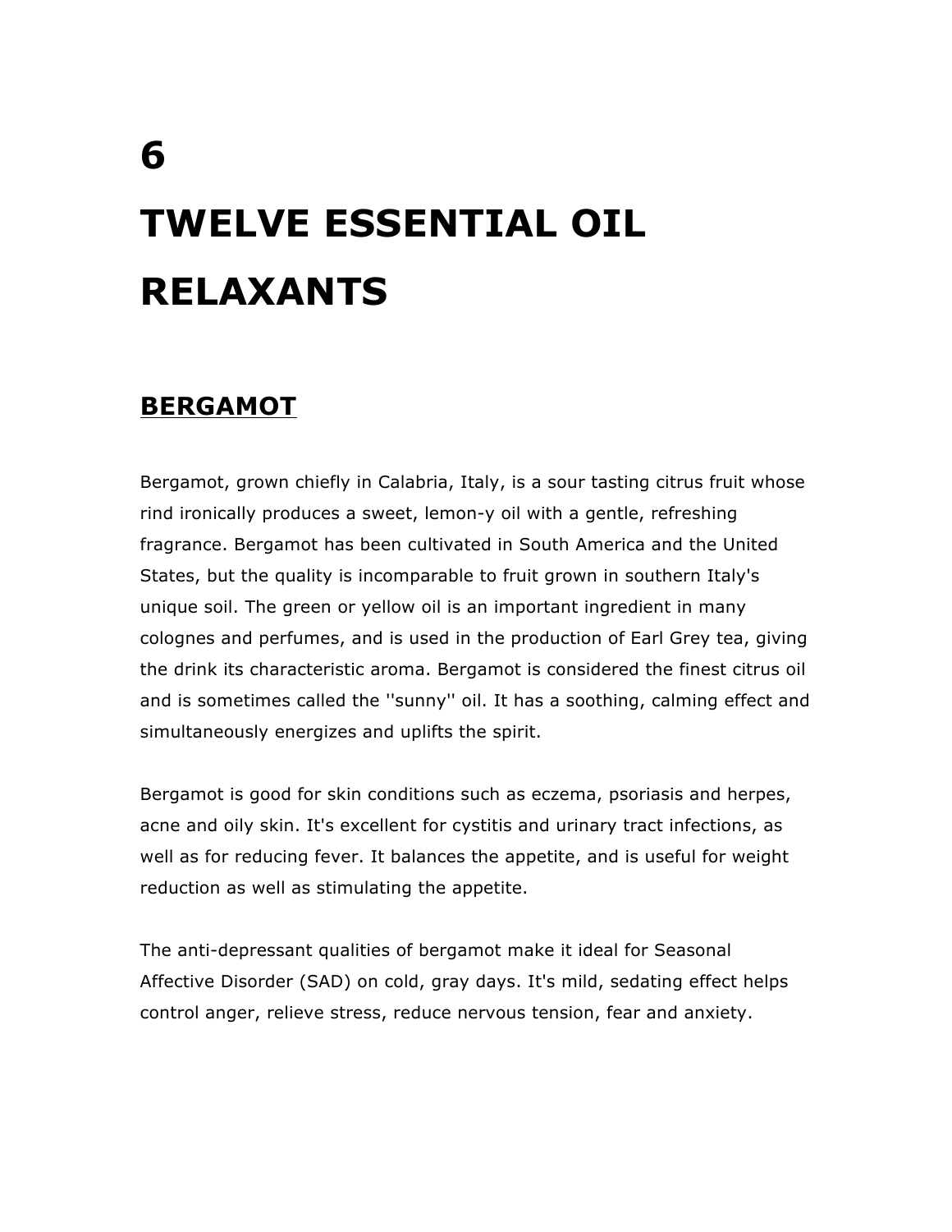# 6

# TWELVE ESSENTIAL OIL RELAXANTS

## BERGAMOT

Bergamot, grown chiefly in Calabria, Italy, is a sour tasting citrus fruit whose rind ironically produces a sweet, lemon-y oil with a gentle, refreshing fragrance. Bergamot has been cultivated in South America and the United States, but the quality is incomparable to fruit grown in southern Italy's unique soil. The green or yellow oil is an important ingredient in many colognes and perfumes, and is used in the production of Earl Grey tea, giving the drink its characteristic aroma. Bergamot is considered the finest citrus oil and is sometimes called the ''sunny'' oil. It has a soothing, calming effect and simultaneously energizes and uplifts the spirit.

Bergamot is good for skin conditions such as eczema, psoriasis and herpes, acne and oily skin. It's excellent for cystitis and urinary tract infections, as well as for reducing fever. It balances the appetite, and is useful for weight reduction as well as stimulating the appetite.

The anti-depressant qualities of bergamot make it ideal for Seasonal Affective Disorder (SAD) on cold, gray days. It's mild, sedating effect helps control anger, relieve stress, reduce nervous tension, fear and anxiety.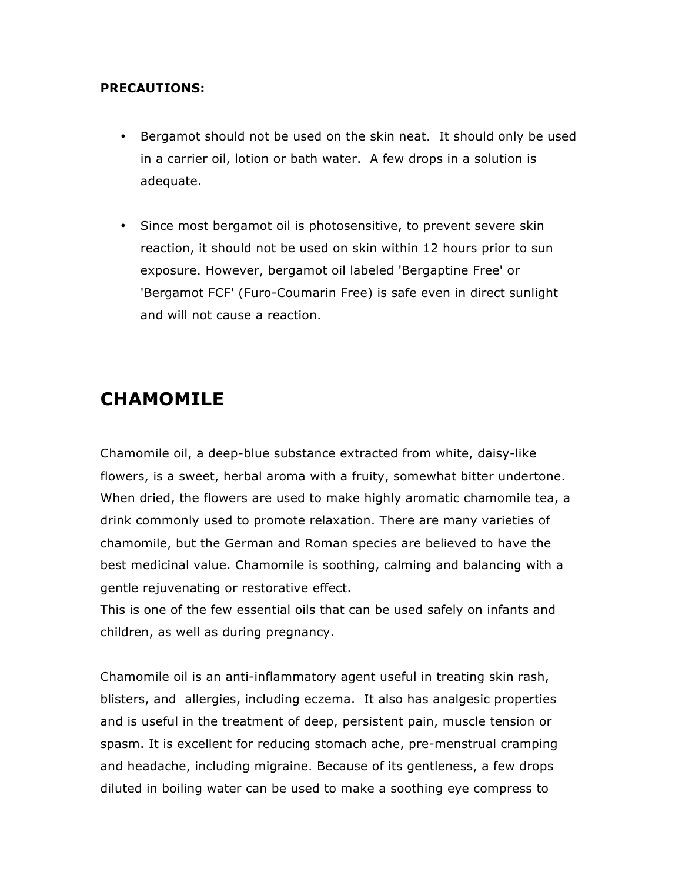**PRECAUTIONS:**

- Bergamot should not be used on the skin neat. It should only be used in a carrier oil, lotion or bath water. A few drops in a solution is adequate.

- Since most bergamot oil is photosensitive, to prevent severe skin reaction, it should not be used on skin within 12 hours prior to sun exposure. However, bergamot oil labeled 'Bergaptine Free' or 'Bergamot FCF' (Furo-Coumarin Free) is safe even in direct sunlight and will not cause a reaction.

# CHAMOMILE

Chamomile oil, a deep-blue substance extracted from white, daisy-like flowers, is a sweet, herbal aroma with a fruity, somewhat bitter undertone. When dried, the flowers are used to make highly aromatic chamomile tea, a drink commonly used to promote relaxation. There are many varieties of chamomile, but the German and Roman species are believed to have the best medicinal value. Chamomile is soothing, calming and balancing with a gentle rejuvenating or restorative effect.
This is one of the few essential oils that can be used safely on infants and children, as well as during pregnancy.

Chamomile oil is an anti-inflammatory agent useful in treating skin rash, blisters, and allergies, including eczema. It also has analgesic properties and is useful in the treatment of deep, persistent pain, muscle tension or spasm. It is excellent for reducing stomach ache, pre-menstrual cramping and headache, including migraine. Because of its gentleness, a few drops diluted in boiling water can be used to make a soothing eye compress to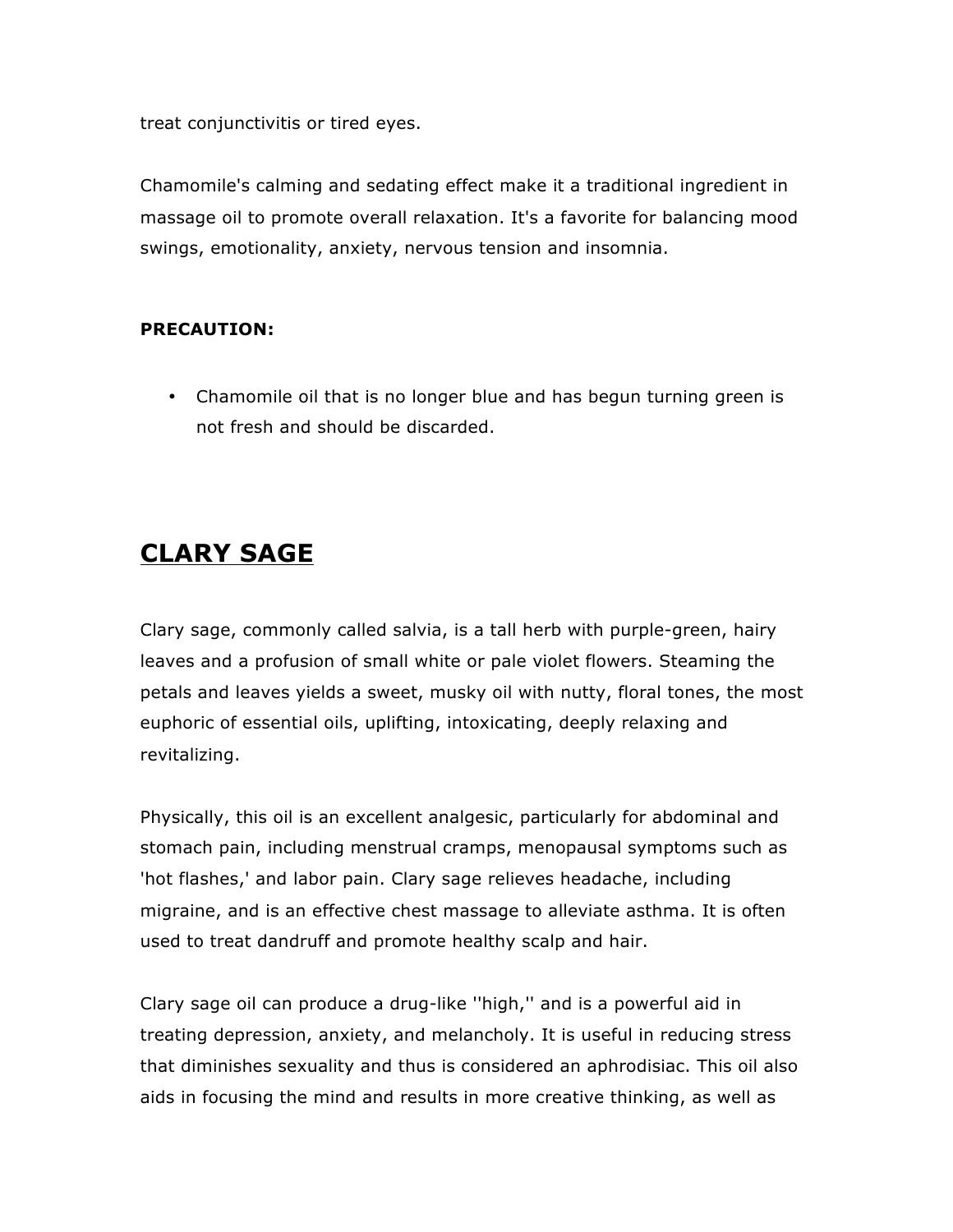treat conjunctivitis or tired eyes.

Chamomile's calming and sedating effect make it a traditional ingredient in massage oil to promote overall relaxation. It's a favorite for balancing mood swings, emotionality, anxiety, nervous tension and insomnia.

**PRECAUTION:**

- Chamomile oil that is no longer blue and has begun turning green is not fresh and should be discarded.

## CLARY SAGE

Clary sage, commonly called salvia, is a tall herb with purple-green, hairy leaves and a profusion of small white or pale violet flowers. Steaming the petals and leaves yields a sweet, musky oil with nutty, floral tones, the most euphoric of essential oils, uplifting, intoxicating, deeply relaxing and revitalizing.

Physically, this oil is an excellent analgesic, particularly for abdominal and stomach pain, including menstrual cramps, menopausal symptoms such as 'hot flashes,' and labor pain. Clary sage relieves headache, including migraine, and is an effective chest massage to alleviate asthma. It is often used to treat dandruff and promote healthy scalp and hair.

Clary sage oil can produce a drug-like ''high,'' and is a powerful aid in treating depression, anxiety, and melancholy. It is useful in reducing stress that diminishes sexuality and thus is considered an aphrodisiac. This oil also aids in focusing the mind and results in more creative thinking, as well as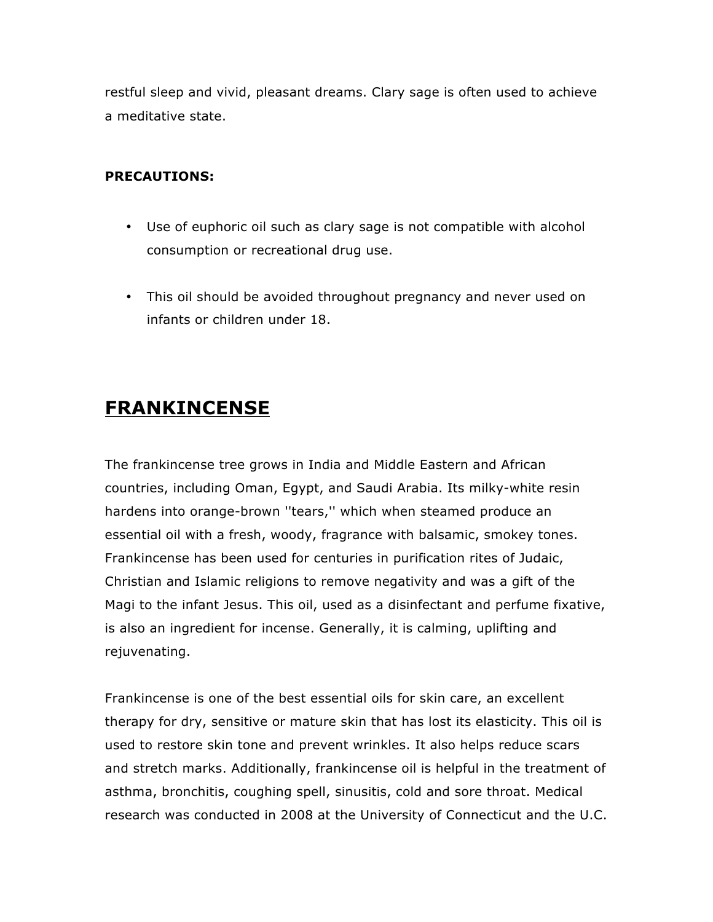restful sleep and vivid, pleasant dreams. Clary sage is often used to achieve a meditative state.

**PRECAUTIONS:**

- Use of euphoric oil such as clary sage is not compatible with alcohol consumption or recreational drug use.
- This oil should be avoided throughout pregnancy and never used on infants or children under 18.

## FRANKINCENSE

The frankincense tree grows in India and Middle Eastern and African countries, including Oman, Egypt, and Saudi Arabia. Its milky-white resin hardens into orange-brown ''tears,'' which when steamed produce an essential oil with a fresh, woody, fragrance with balsamic, smokey tones. Frankincense has been used for centuries in purification rites of Judaic, Christian and Islamic religions to remove negativity and was a gift of the Magi to the infant Jesus. This oil, used as a disinfectant and perfume fixative, is also an ingredient for incense. Generally, it is calming, uplifting and rejuvenating.

Frankincense is one of the best essential oils for skin care, an excellent therapy for dry, sensitive or mature skin that has lost its elasticity. This oil is used to restore skin tone and prevent wrinkles. It also helps reduce scars and stretch marks. Additionally, frankincense oil is helpful in the treatment of asthma, bronchitis, coughing spell, sinusitis, cold and sore throat. Medical research was conducted in 2008 at the University of Connecticut and the U.C.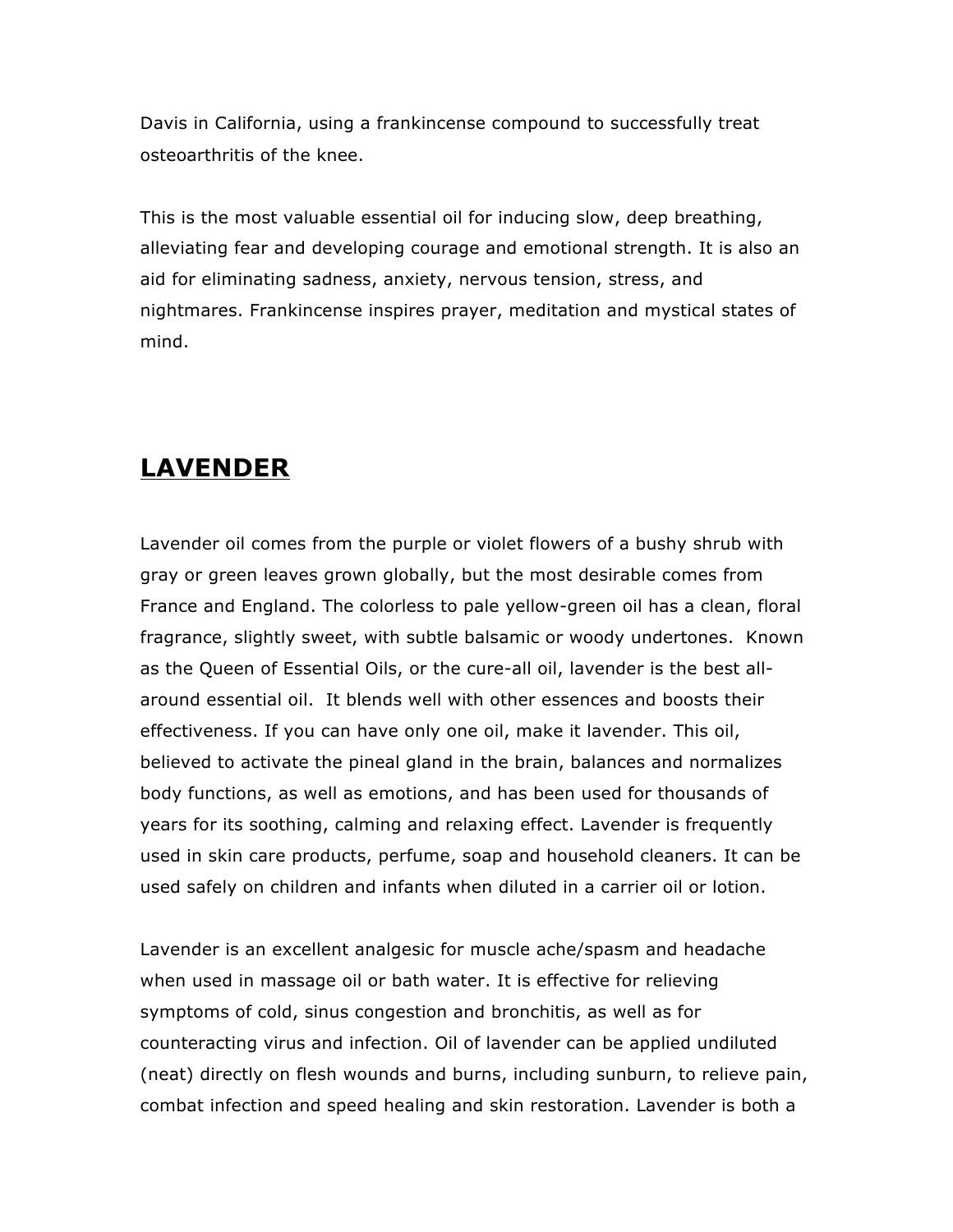Davis in California, using a frankincense compound to successfully treat osteoarthritis of the knee.

This is the most valuable essential oil for inducing slow, deep breathing, alleviating fear and developing courage and emotional strength. It is also an aid for eliminating sadness, anxiety, nervous tension, stress, and nightmares. Frankincense inspires prayer, meditation and mystical states of mind.

## **LAVENDER**

Lavender oil comes from the purple or violet flowers of a bushy shrub with gray or green leaves grown globally, but the most desirable comes from France and England. The colorless to pale yellow-green oil has a clean, floral fragrance, slightly sweet, with subtle balsamic or woody undertones. Known as the Queen of Essential Oils, or the cure-all oil, lavender is the best all-around essential oil. It blends well with other essences and boosts their effectiveness. If you can have only one oil, make it lavender. This oil, believed to activate the pineal gland in the brain, balances and normalizes body functions, as well as emotions, and has been used for thousands of years for its soothing, calming and relaxing effect. Lavender is frequently used in skin care products, perfume, soap and household cleaners. It can be used safely on children and infants when diluted in a carrier oil or lotion.

Lavender is an excellent analgesic for muscle ache/spasm and headache when used in massage oil or bath water. It is effective for relieving symptoms of cold, sinus congestion and bronchitis, as well as for counteracting virus and infection. Oil of lavender can be applied undiluted (neat) directly on flesh wounds and burns, including sunburn, to relieve pain, combat infection and speed healing and skin restoration. Lavender is both a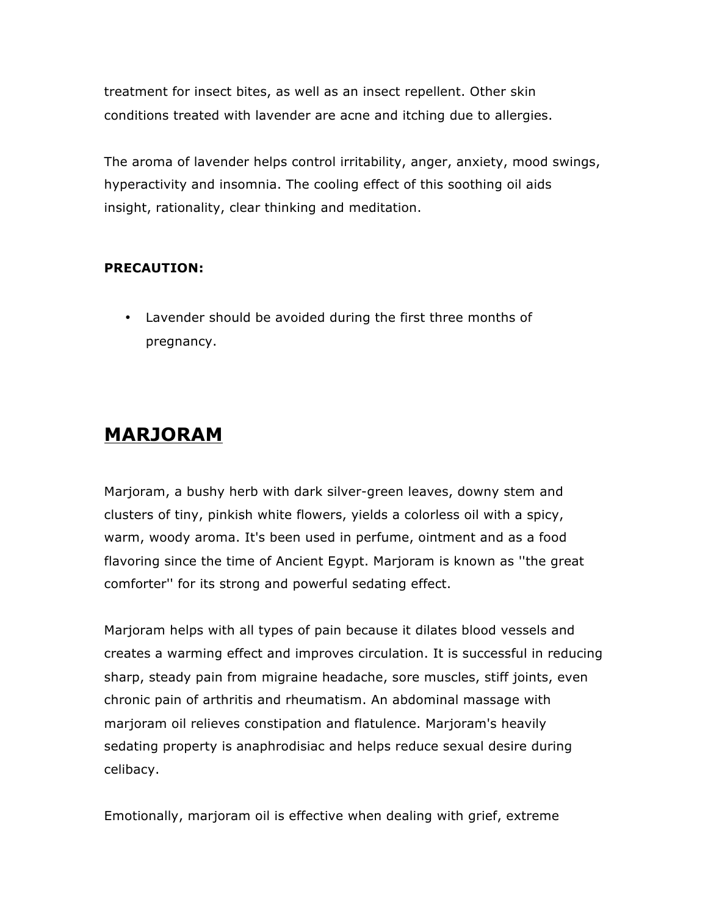treatment for insect bites, as well as an insect repellent. Other skin conditions treated with lavender are acne and itching due to allergies.

The aroma of lavender helps control irritability, anger, anxiety, mood swings, hyperactivity and insomnia. The cooling effect of this soothing oil aids insight, rationality, clear thinking and meditation.

**PRECAUTION:**

- Lavender should be avoided during the first three months of pregnancy.

## MARJORAM

Marjoram, a bushy herb with dark silver-green leaves, downy stem and clusters of tiny, pinkish white flowers, yields a colorless oil with a spicy, warm, woody aroma. It's been used in perfume, ointment and as a food flavoring since the time of Ancient Egypt. Marjoram is known as ''the great comforter'' for its strong and powerful sedating effect.

Marjoram helps with all types of pain because it dilates blood vessels and creates a warming effect and improves circulation. It is successful in reducing sharp, steady pain from migraine headache, sore muscles, stiff joints, even chronic pain of arthritis and rheumatism. An abdominal massage with marjoram oil relieves constipation and flatulence. Marjoram's heavily sedating property is anaphrodisiac and helps reduce sexual desire during celibacy.

Emotionally, marjoram oil is effective when dealing with grief, extreme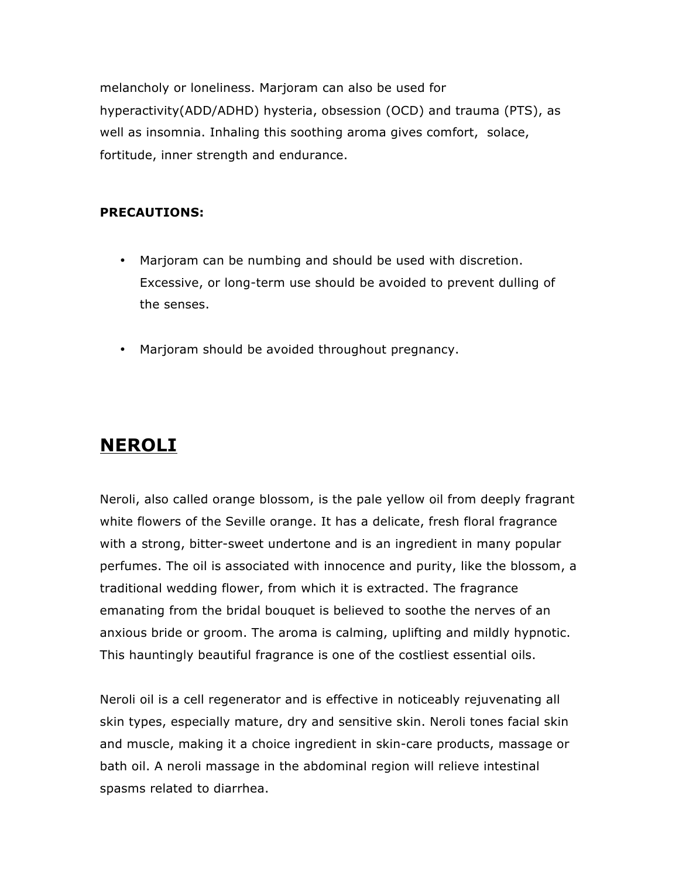melancholy or loneliness. Marjoram can also be used for hyperactivity(ADD/ADHD) hysteria, obsession (OCD) and trauma (PTS), as well as insomnia. Inhaling this soothing aroma gives comfort, solace, fortitude, inner strength and endurance.

**PRECAUTIONS:**

- Marjoram can be numbing and should be used with discretion. Excessive, or long-term use should be avoided to prevent dulling of the senses.

- Marjoram should be avoided throughout pregnancy.

## NEROLI

Neroli, also called orange blossom, is the pale yellow oil from deeply fragrant white flowers of the Seville orange. It has a delicate, fresh floral fragrance with a strong, bitter-sweet undertone and is an ingredient in many popular perfumes. The oil is associated with innocence and purity, like the blossom, a traditional wedding flower, from which it is extracted. The fragrance emanating from the bridal bouquet is believed to soothe the nerves of an anxious bride or groom. The aroma is calming, uplifting and mildly hypnotic. This hauntingly beautiful fragrance is one of the costliest essential oils.

Neroli oil is a cell regenerator and is effective in noticeably rejuvenating all skin types, especially mature, dry and sensitive skin. Neroli tones facial skin and muscle, making it a choice ingredient in skin-care products, massage or bath oil. A neroli massage in the abdominal region will relieve intestinal spasms related to diarrhea.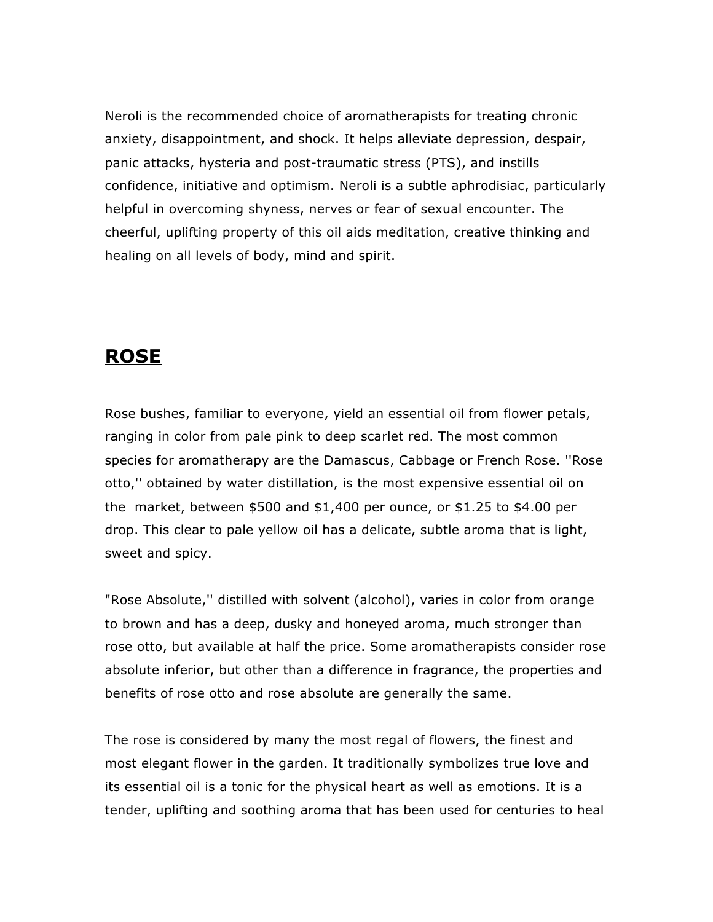Neroli is the recommended choice of aromatherapists for treating chronic anxiety, disappointment, and shock. It helps alleviate depression, despair, panic attacks, hysteria and post-traumatic stress (PTS), and instills confidence, initiative and optimism. Neroli is a subtle aphrodisiac, particularly helpful in overcoming shyness, nerves or fear of sexual encounter. The cheerful, uplifting property of this oil aids meditation, creative thinking and healing on all levels of body, mind and spirit.

## ROSE

Rose bushes, familiar to everyone, yield an essential oil from flower petals, ranging in color from pale pink to deep scarlet red. The most common species for aromatherapy are the Damascus, Cabbage or French Rose. ''Rose otto,'' obtained by water distillation, is the most expensive essential oil on the market, between $500 and $1,400 per ounce, or $1.25 to $4.00 per drop. This clear to pale yellow oil has a delicate, subtle aroma that is light, sweet and spicy.

"Rose Absolute,'' distilled with solvent (alcohol), varies in color from orange to brown and has a deep, dusky and honeyed aroma, much stronger than rose otto, but available at half the price. Some aromatherapists consider rose absolute inferior, but other than a difference in fragrance, the properties and benefits of rose otto and rose absolute are generally the same.

The rose is considered by many the most regal of flowers, the finest and most elegant flower in the garden. It traditionally symbolizes true love and its essential oil is a tonic for the physical heart as well as emotions. It is a tender, uplifting and soothing aroma that has been used for centuries to heal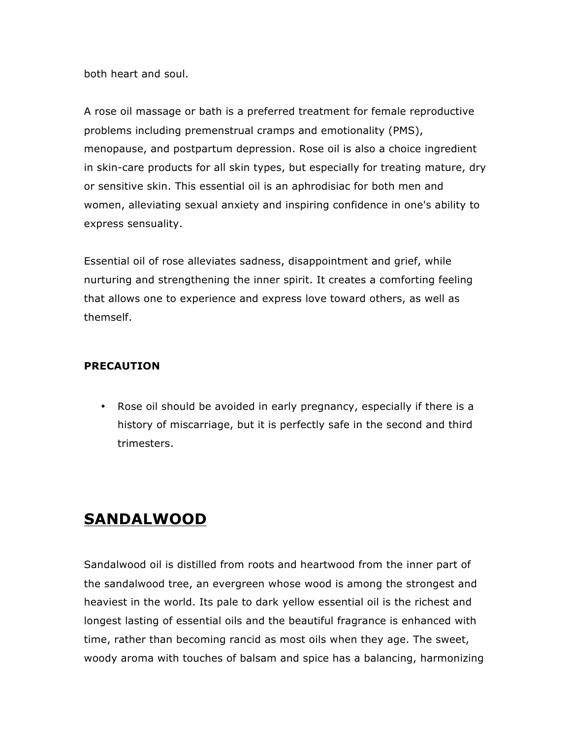both heart and soul.

A rose oil massage or bath is a preferred treatment for female reproductive problems including premenstrual cramps and emotionality (PMS), menopause, and postpartum depression. Rose oil is also a choice ingredient in skin-care products for all skin types, but especially for treating mature, dry or sensitive skin. This essential oil is an aphrodisiac for both men and women, alleviating sexual anxiety and inspiring confidence in one's ability to express sensuality.

Essential oil of rose alleviates sadness, disappointment and grief, while nurturing and strengthening the inner spirit. It creates a comforting feeling that allows one to experience and express love toward others, as well as themself.

**PRECAUTION**

- Rose oil should be avoided in early pregnancy, especially if there is a history of miscarriage, but it is perfectly safe in the second and third trimesters.

# SANDALWOOD

Sandalwood oil is distilled from roots and heartwood from the inner part of the sandalwood tree, an evergreen whose wood is among the strongest and heaviest in the world. Its pale to dark yellow essential oil is the richest and longest lasting of essential oils and the beautiful fragrance is enhanced with time, rather than becoming rancid as most oils when they age. The sweet, woody aroma with touches of balsam and spice has a balancing, harmonizing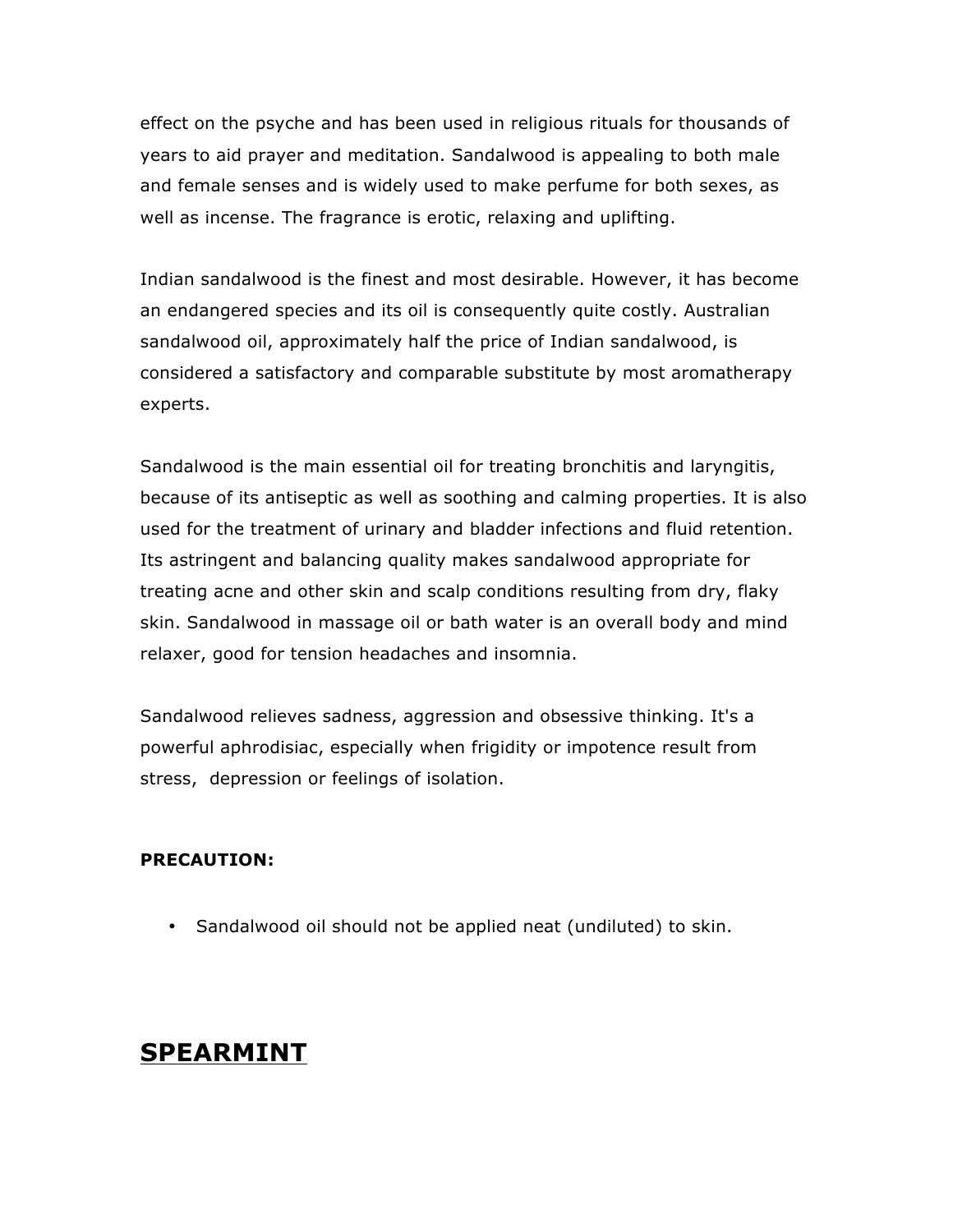effect on the psyche and has been used in religious rituals for thousands of years to aid prayer and meditation. Sandalwood is appealing to both male and female senses and is widely used to make perfume for both sexes, as well as incense. The fragrance is erotic, relaxing and uplifting.

Indian sandalwood is the finest and most desirable. However, it has become an endangered species and its oil is consequently quite costly. Australian sandalwood oil, approximately half the price of Indian sandalwood, is considered a satisfactory and comparable substitute by most aromatherapy experts.

Sandalwood is the main essential oil for treating bronchitis and laryngitis, because of its antiseptic as well as soothing and calming properties. It is also used for the treatment of urinary and bladder infections and fluid retention. Its astringent and balancing quality makes sandalwood appropriate for treating acne and other skin and scalp conditions resulting from dry, flaky skin. Sandalwood in massage oil or bath water is an overall body and mind relaxer, good for tension headaches and insomnia.

Sandalwood relieves sadness, aggression and obsessive thinking. It's a powerful aphrodisiac, especially when frigidity or impotence result from stress, depression or feelings of isolation.

**PRECAUTION:**

- Sandalwood oil should not be applied neat (undiluted) to skin.

## SPEARMINT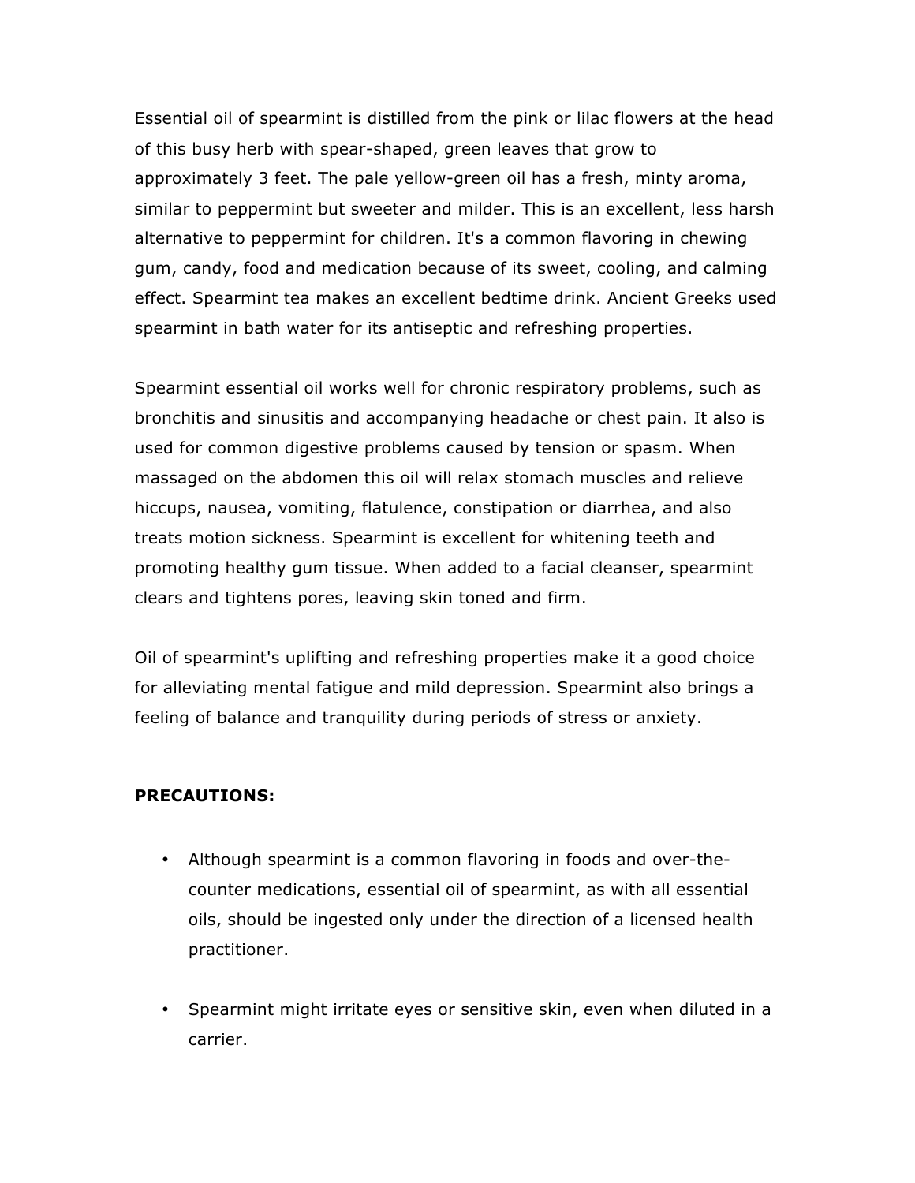Essential oil of spearmint is distilled from the pink or lilac flowers at the head of this busy herb with spear-shaped, green leaves that grow to approximately 3 feet. The pale yellow-green oil has a fresh, minty aroma, similar to peppermint but sweeter and milder. This is an excellent, less harsh alternative to peppermint for children. It's a common flavoring in chewing gum, candy, food and medication because of its sweet, cooling, and calming effect. Spearmint tea makes an excellent bedtime drink. Ancient Greeks used spearmint in bath water for its antiseptic and refreshing properties.

Spearmint essential oil works well for chronic respiratory problems, such as bronchitis and sinusitis and accompanying headache or chest pain. It also is used for common digestive problems caused by tension or spasm. When massaged on the abdomen this oil will relax stomach muscles and relieve hiccups, nausea, vomiting, flatulence, constipation or diarrhea, and also treats motion sickness. Spearmint is excellent for whitening teeth and promoting healthy gum tissue. When added to a facial cleanser, spearmint clears and tightens pores, leaving skin toned and firm.

Oil of spearmint's uplifting and refreshing properties make it a good choice for alleviating mental fatigue and mild depression. Spearmint also brings a feeling of balance and tranquility during periods of stress or anxiety.

**PRECAUTIONS:**

- Although spearmint is a common flavoring in foods and over-the-counter medications, essential oil of spearmint, as with all essential oils, should be ingested only under the direction of a licensed health practitioner.

- Spearmint might irritate eyes or sensitive skin, even when diluted in a carrier.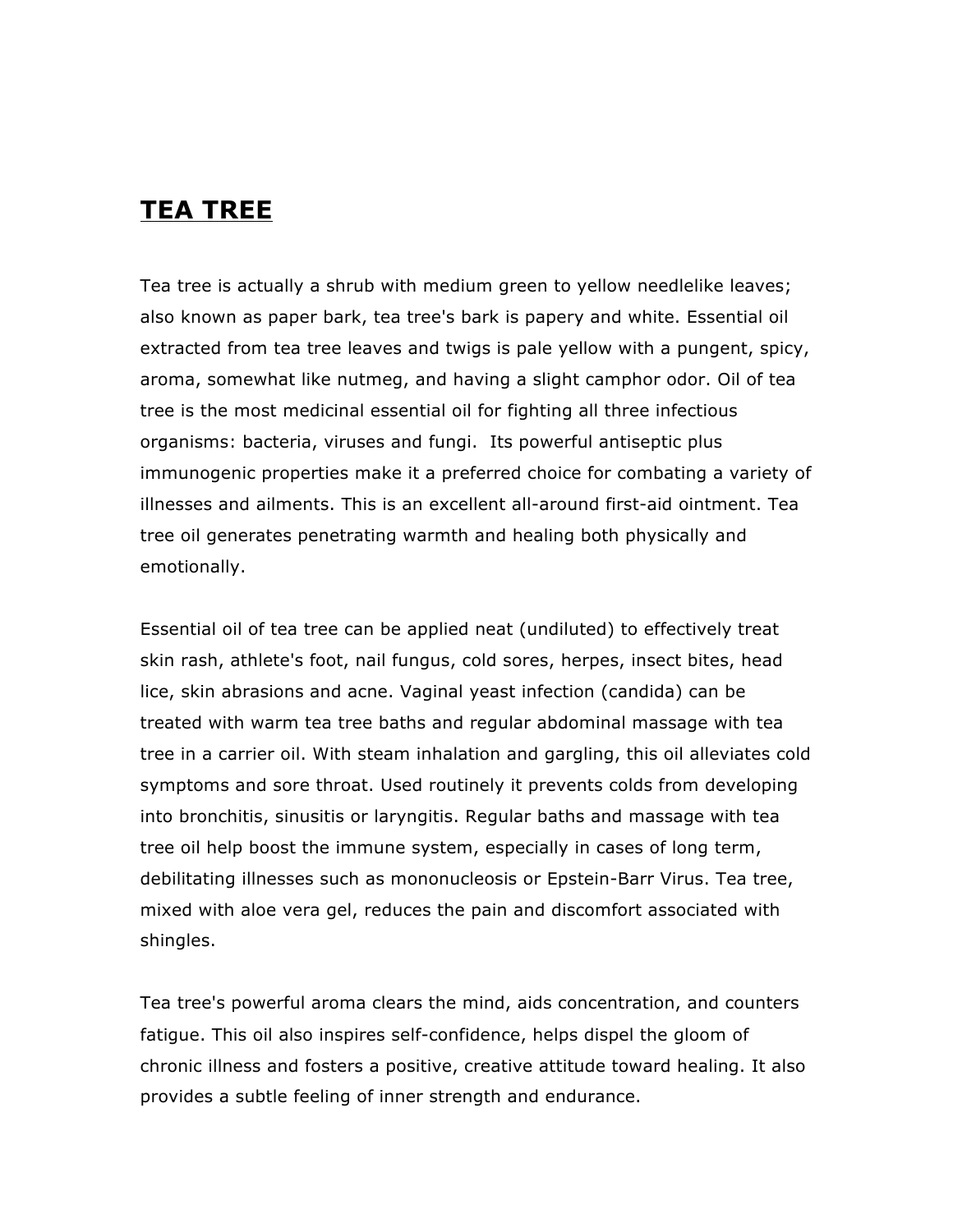# **TEA TREE**

Tea tree is actually a shrub with medium green to yellow needlelike leaves; also known as paper bark, tea tree's bark is papery and white. Essential oil extracted from tea tree leaves and twigs is pale yellow with a pungent, spicy, aroma, somewhat like nutmeg, and having a slight camphor odor. Oil of tea tree is the most medicinal essential oil for fighting all three infectious organisms: bacteria, viruses and fungi. Its powerful antiseptic plus immunogenic properties make it a preferred choice for combating a variety of illnesses and ailments. This is an excellent all-around first-aid ointment. Tea tree oil generates penetrating warmth and healing both physically and emotionally.

Essential oil of tea tree can be applied neat (undiluted) to effectively treat skin rash, athlete's foot, nail fungus, cold sores, herpes, insect bites, head lice, skin abrasions and acne. Vaginal yeast infection (candida) can be treated with warm tea tree baths and regular abdominal massage with tea tree in a carrier oil. With steam inhalation and gargling, this oil alleviates cold symptoms and sore throat. Used routinely it prevents colds from developing into bronchitis, sinusitis or laryngitis. Regular baths and massage with tea tree oil help boost the immune system, especially in cases of long term, debilitating illnesses such as mononucleosis or Epstein-Barr Virus. Tea tree, mixed with aloe vera gel, reduces the pain and discomfort associated with shingles.

Tea tree's powerful aroma clears the mind, aids concentration, and counters fatigue. This oil also inspires self-confidence, helps dispel the gloom of chronic illness and fosters a positive, creative attitude toward healing. It also provides a subtle feeling of inner strength and endurance.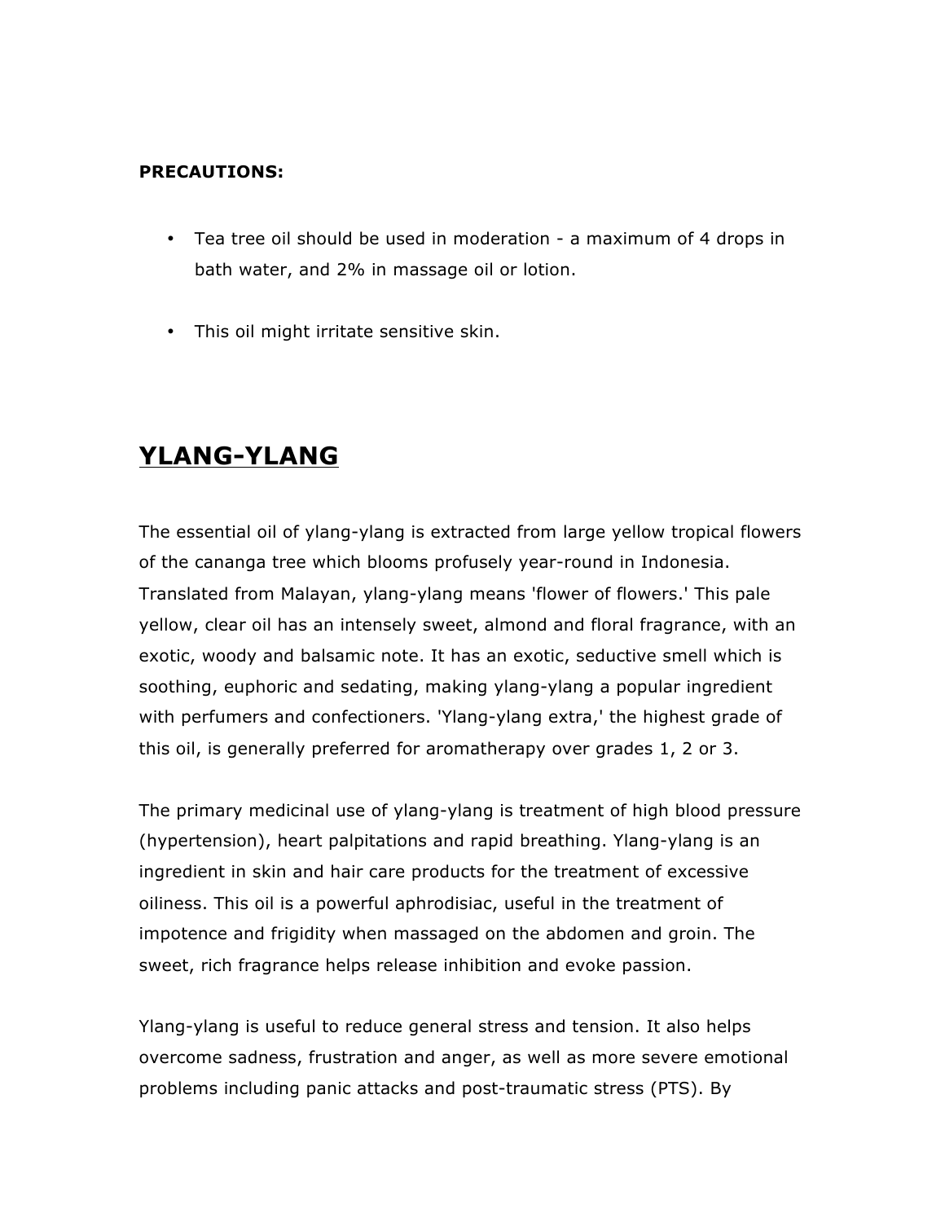**PRECAUTIONS:**

- Tea tree oil should be used in moderation - a maximum of 4 drops in bath water, and 2% in massage oil or lotion.
- This oil might irritate sensitive skin.

## YLANG-YLANG

The essential oil of ylang-ylang is extracted from large yellow tropical flowers of the cananga tree which blooms profusely year-round in Indonesia. Translated from Malayan, ylang-ylang means 'flower of flowers.' This pale yellow, clear oil has an intensely sweet, almond and floral fragrance, with an exotic, woody and balsamic note. It has an exotic, seductive smell which is soothing, euphoric and sedating, making ylang-ylang a popular ingredient with perfumers and confectioners. 'Ylang-ylang extra,' the highest grade of this oil, is generally preferred for aromatherapy over grades 1, 2 or 3.

The primary medicinal use of ylang-ylang is treatment of high blood pressure (hypertension), heart palpitations and rapid breathing. Ylang-ylang is an ingredient in skin and hair care products for the treatment of excessive oiliness. This oil is a powerful aphrodisiac, useful in the treatment of impotence and frigidity when massaged on the abdomen and groin. The sweet, rich fragrance helps release inhibition and evoke passion.

Ylang-ylang is useful to reduce general stress and tension. It also helps overcome sadness, frustration and anger, as well as more severe emotional problems including panic attacks and post-traumatic stress (PTS). By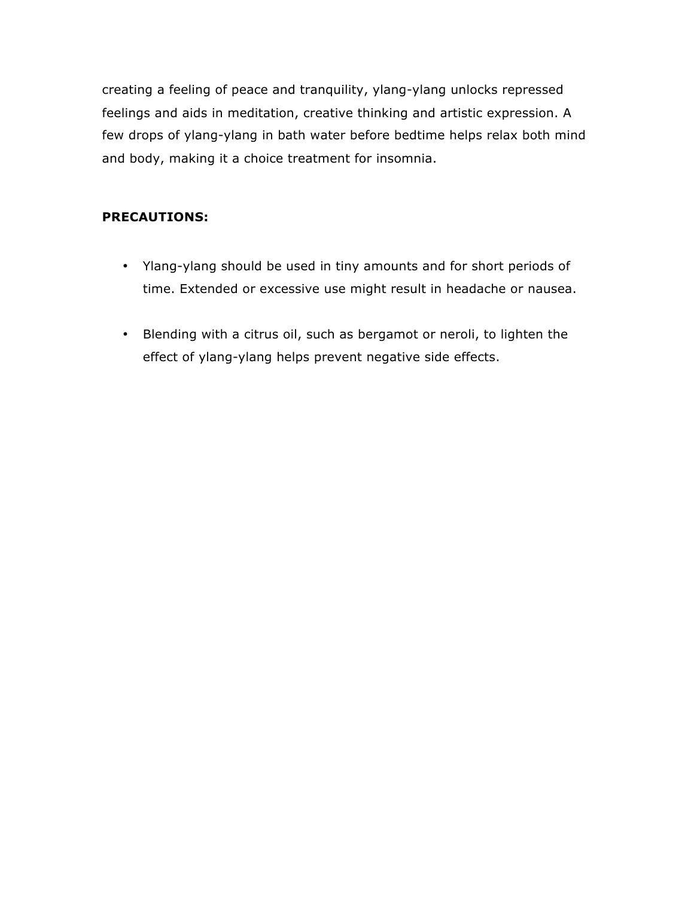creating a feeling of peace and tranquility, ylang-ylang unlocks repressed feelings and aids in meditation, creative thinking and artistic expression. A few drops of ylang-ylang in bath water before bedtime helps relax both mind and body, making it a choice treatment for insomnia.

**PRECAUTIONS:**

- Ylang-ylang should be used in tiny amounts and for short periods of time. Extended or excessive use might result in headache or nausea.
- Blending with a citrus oil, such as bergamot or neroli, to lighten the effect of ylang-ylang helps prevent negative side effects.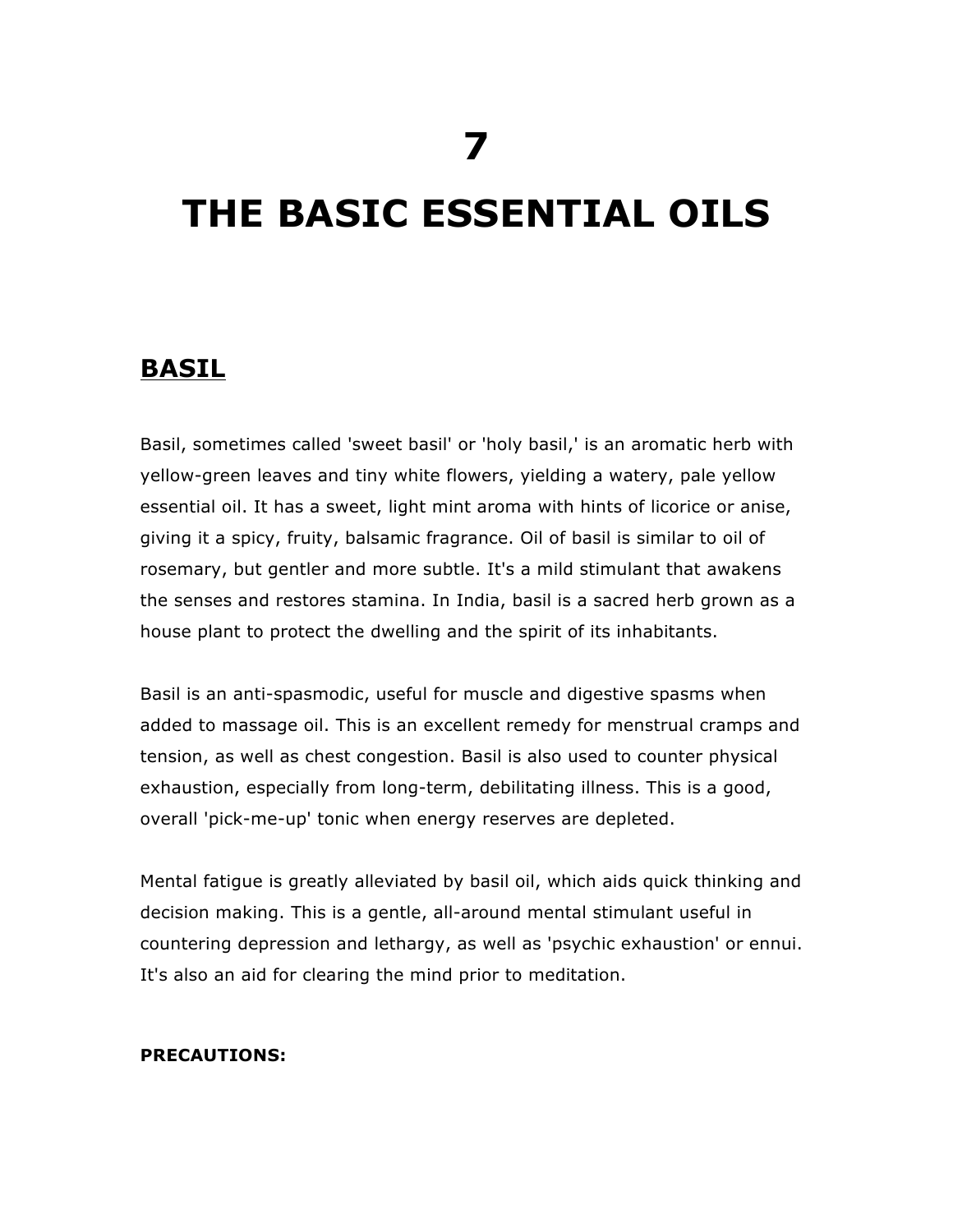# 7

# THE BASIC ESSENTIAL OILS

## BASIL

Basil, sometimes called 'sweet basil' or 'holy basil,' is an aromatic herb with yellow-green leaves and tiny white flowers, yielding a watery, pale yellow essential oil. It has a sweet, light mint aroma with hints of licorice or anise, giving it a spicy, fruity, balsamic fragrance. Oil of basil is similar to oil of rosemary, but gentler and more subtle. It's a mild stimulant that awakens the senses and restores stamina. In India, basil is a sacred herb grown as a house plant to protect the dwelling and the spirit of its inhabitants.

Basil is an anti-spasmodic, useful for muscle and digestive spasms when added to massage oil. This is an excellent remedy for menstrual cramps and tension, as well as chest congestion. Basil is also used to counter physical exhaustion, especially from long-term, debilitating illness. This is a good, overall 'pick-me-up' tonic when energy reserves are depleted.

Mental fatigue is greatly alleviated by basil oil, which aids quick thinking and decision making. This is a gentle, all-around mental stimulant useful in countering depression and lethargy, as well as 'psychic exhaustion' or ennui. It's also an aid for clearing the mind prior to meditation.

**PRECAUTIONS:**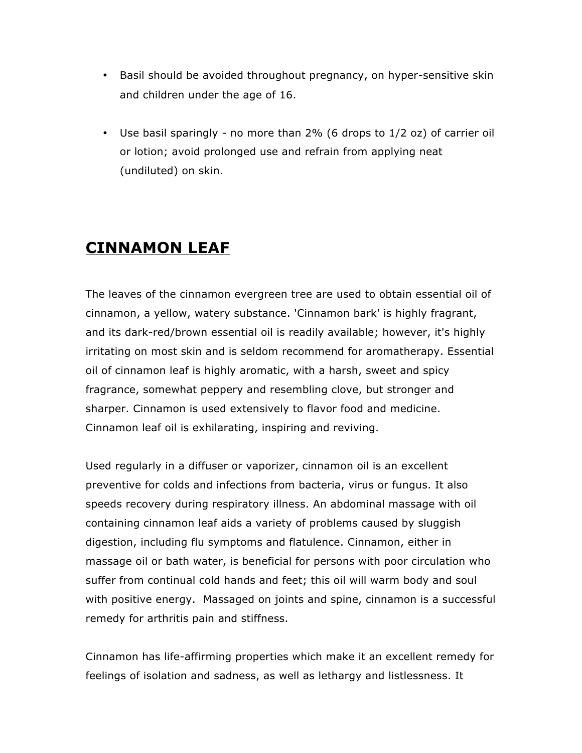- Basil should be avoided throughout pregnancy, on hyper-sensitive skin and children under the age of 16.

- Use basil sparingly - no more than 2% (6 drops to 1/2 oz) of carrier oil or lotion; avoid prolonged use and refrain from applying neat (undiluted) on skin.

## CINNAMON LEAF

The leaves of the cinnamon evergreen tree are used to obtain essential oil of cinnamon, a yellow, watery substance. 'Cinnamon bark' is highly fragrant, and its dark-red/brown essential oil is readily available; however, it's highly irritating on most skin and is seldom recommend for aromatherapy. Essential oil of cinnamon leaf is highly aromatic, with a harsh, sweet and spicy fragrance, somewhat peppery and resembling clove, but stronger and sharper. Cinnamon is used extensively to flavor food and medicine. Cinnamon leaf oil is exhilarating, inspiring and reviving.

Used regularly in a diffuser or vaporizer, cinnamon oil is an excellent preventive for colds and infections from bacteria, virus or fungus. It also speeds recovery during respiratory illness. An abdominal massage with oil containing cinnamon leaf aids a variety of problems caused by sluggish digestion, including flu symptoms and flatulence. Cinnamon, either in massage oil or bath water, is beneficial for persons with poor circulation who suffer from continual cold hands and feet; this oil will warm body and soul with positive energy. Massaged on joints and spine, cinnamon is a successful remedy for arthritis pain and stiffness.

Cinnamon has life-affirming properties which make it an excellent remedy for feelings of isolation and sadness, as well as lethargy and listlessness. It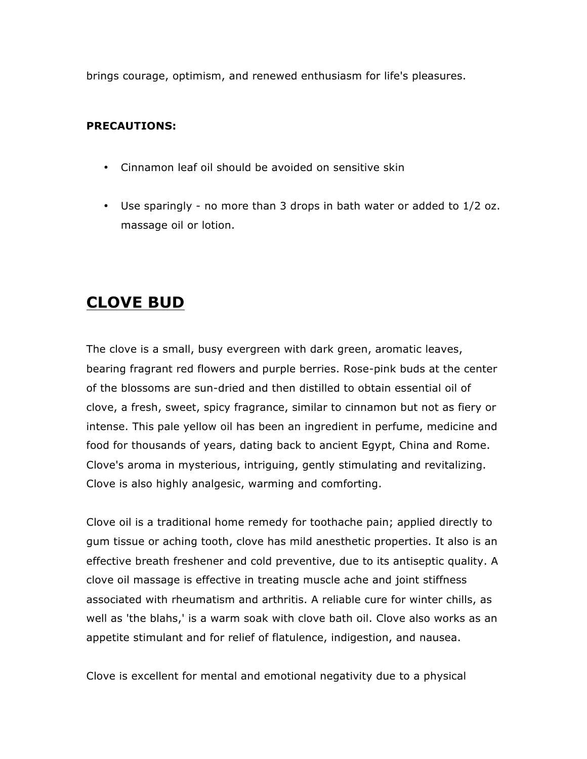brings courage, optimism, and renewed enthusiasm for life's pleasures.

**PRECAUTIONS:**

- Cinnamon leaf oil should be avoided on sensitive skin
- Use sparingly - no more than 3 drops in bath water or added to 1/2 oz. massage oil or lotion.

## CLOVE BUD

The clove is a small, busy evergreen with dark green, aromatic leaves, bearing fragrant red flowers and purple berries. Rose-pink buds at the center of the blossoms are sun-dried and then distilled to obtain essential oil of clove, a fresh, sweet, spicy fragrance, similar to cinnamon but not as fiery or intense. This pale yellow oil has been an ingredient in perfume, medicine and food for thousands of years, dating back to ancient Egypt, China and Rome. Clove's aroma in mysterious, intriguing, gently stimulating and revitalizing. Clove is also highly analgesic, warming and comforting.

Clove oil is a traditional home remedy for toothache pain; applied directly to gum tissue or aching tooth, clove has mild anesthetic properties. It also is an effective breath freshener and cold preventive, due to its antiseptic quality. A clove oil massage is effective in treating muscle ache and joint stiffness associated with rheumatism and arthritis. A reliable cure for winter chills, as well as 'the blahs,' is a warm soak with clove bath oil. Clove also works as an appetite stimulant and for relief of flatulence, indigestion, and nausea.

Clove is excellent for mental and emotional negativity due to a physical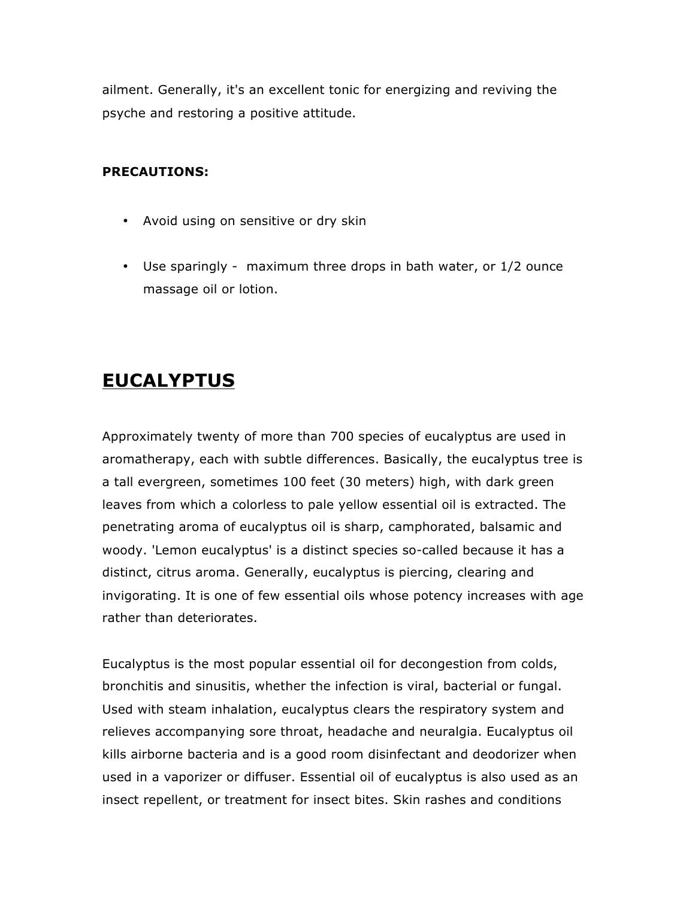ailment. Generally, it's an excellent tonic for energizing and reviving the psyche and restoring a positive attitude.

**PRECAUTIONS:**

- Avoid using on sensitive or dry skin
- Use sparingly - maximum three drops in bath water, or 1/2 ounce massage oil or lotion.

## EUCALYPTUS

Approximately twenty of more than 700 species of eucalyptus are used in aromatherapy, each with subtle differences. Basically, the eucalyptus tree is a tall evergreen, sometimes 100 feet (30 meters) high, with dark green leaves from which a colorless to pale yellow essential oil is extracted. The penetrating aroma of eucalyptus oil is sharp, camphorated, balsamic and woody. 'Lemon eucalyptus' is a distinct species so-called because it has a distinct, citrus aroma. Generally, eucalyptus is piercing, clearing and invigorating. It is one of few essential oils whose potency increases with age rather than deteriorates.

Eucalyptus is the most popular essential oil for decongestion from colds, bronchitis and sinusitis, whether the infection is viral, bacterial or fungal. Used with steam inhalation, eucalyptus clears the respiratory system and relieves accompanying sore throat, headache and neuralgia. Eucalyptus oil kills airborne bacteria and is a good room disinfectant and deodorizer when used in a vaporizer or diffuser. Essential oil of eucalyptus is also used as an insect repellent, or treatment for insect bites. Skin rashes and conditions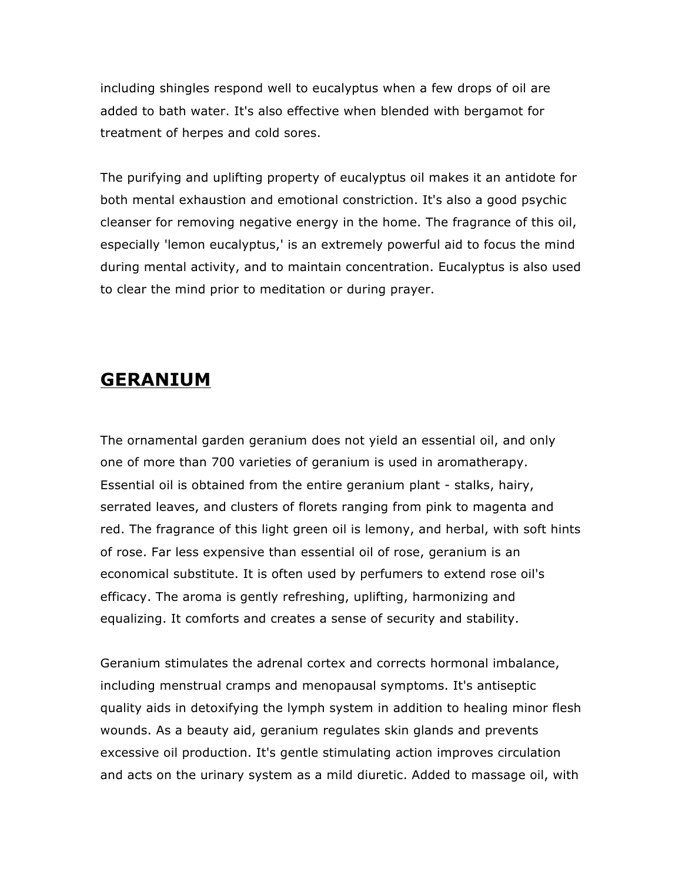including shingles respond well to eucalyptus when a few drops of oil are added to bath water. It's also effective when blended with bergamot for treatment of herpes and cold sores.

The purifying and uplifting property of eucalyptus oil makes it an antidote for both mental exhaustion and emotional constriction. It's also a good psychic cleanser for removing negative energy in the home. The fragrance of this oil, especially 'lemon eucalyptus,' is an extremely powerful aid to focus the mind during mental activity, and to maintain concentration. Eucalyptus is also used to clear the mind prior to meditation or during prayer.

## GERANIUM

The ornamental garden geranium does not yield an essential oil, and only one of more than 700 varieties of geranium is used in aromatherapy. Essential oil is obtained from the entire geranium plant - stalks, hairy, serrated leaves, and clusters of florets ranging from pink to magenta and red. The fragrance of this light green oil is lemony, and herbal, with soft hints of rose. Far less expensive than essential oil of rose, geranium is an economical substitute. It is often used by perfumers to extend rose oil's efficacy. The aroma is gently refreshing, uplifting, harmonizing and equalizing. It comforts and creates a sense of security and stability.

Geranium stimulates the adrenal cortex and corrects hormonal imbalance, including menstrual cramps and menopausal symptoms. It's antiseptic quality aids in detoxifying the lymph system in addition to healing minor flesh wounds. As a beauty aid, geranium regulates skin glands and prevents excessive oil production. It's gentle stimulating action improves circulation and acts on the urinary system as a mild diuretic. Added to massage oil, with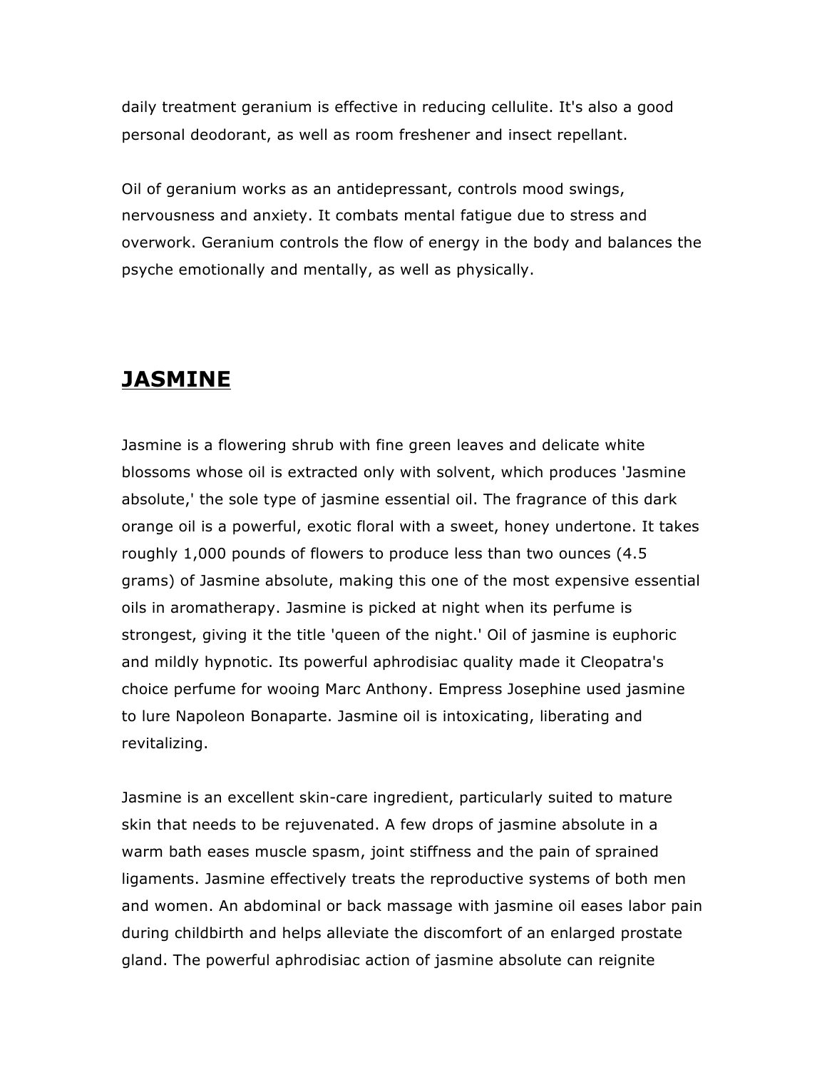daily treatment geranium is effective in reducing cellulite. It's also a good personal deodorant, as well as room freshener and insect repellant.

Oil of geranium works as an antidepressant, controls mood swings, nervousness and anxiety. It combats mental fatigue due to stress and overwork. Geranium controls the flow of energy in the body and balances the psyche emotionally and mentally, as well as physically.

## JASMINE

Jasmine is a flowering shrub with fine green leaves and delicate white blossoms whose oil is extracted only with solvent, which produces 'Jasmine absolute,' the sole type of jasmine essential oil. The fragrance of this dark orange oil is a powerful, exotic floral with a sweet, honey undertone. It takes roughly 1,000 pounds of flowers to produce less than two ounces (4.5 grams) of Jasmine absolute, making this one of the most expensive essential oils in aromatherapy. Jasmine is picked at night when its perfume is strongest, giving it the title 'queen of the night.' Oil of jasmine is euphoric and mildly hypnotic. Its powerful aphrodisiac quality made it Cleopatra's choice perfume for wooing Marc Anthony. Empress Josephine used jasmine to lure Napoleon Bonaparte. Jasmine oil is intoxicating, liberating and revitalizing.

Jasmine is an excellent skin-care ingredient, particularly suited to mature skin that needs to be rejuvenated. A few drops of jasmine absolute in a warm bath eases muscle spasm, joint stiffness and the pain of sprained ligaments. Jasmine effectively treats the reproductive systems of both men and women. An abdominal or back massage with jasmine oil eases labor pain during childbirth and helps alleviate the discomfort of an enlarged prostate gland. The powerful aphrodisiac action of jasmine absolute can reignite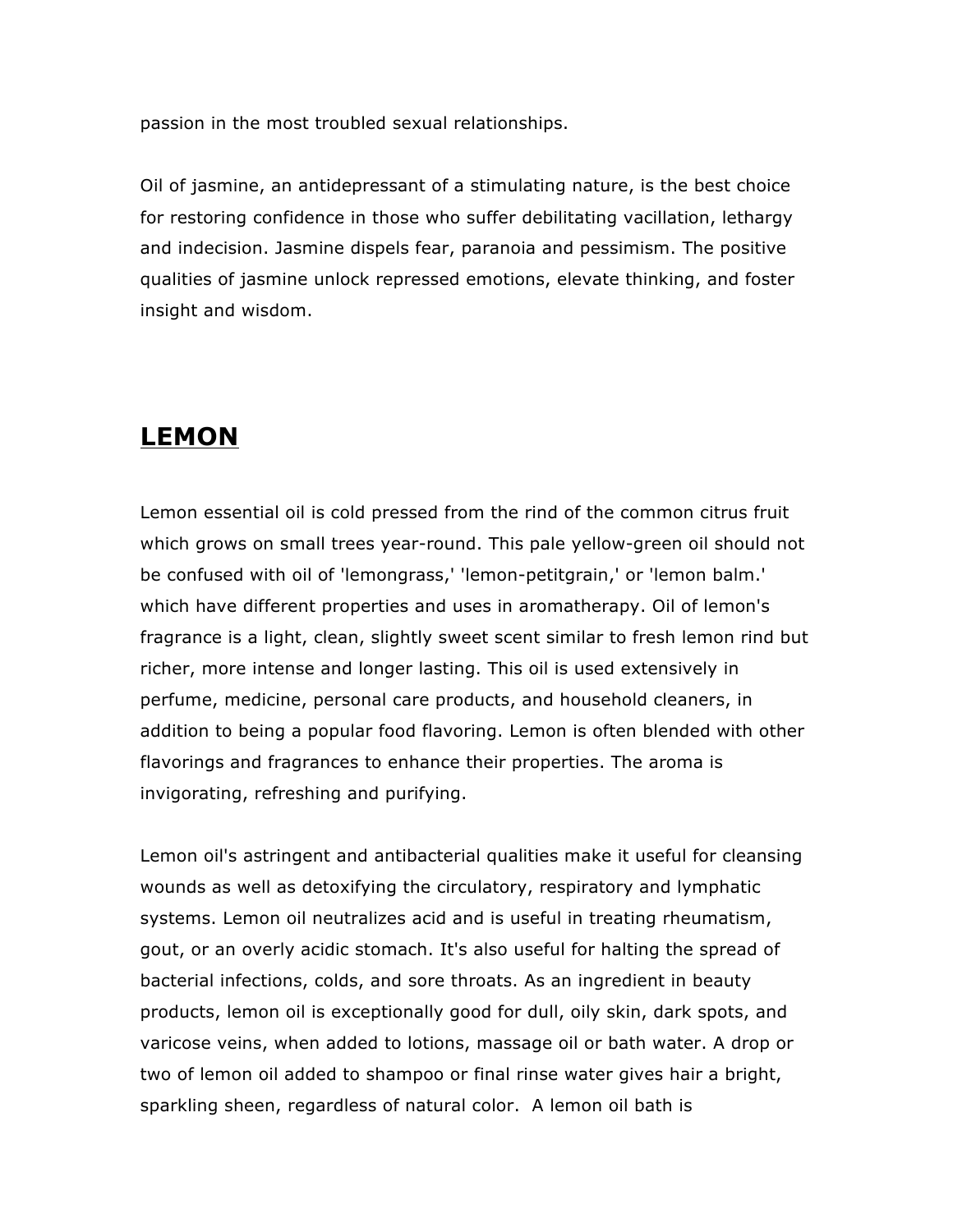passion in the most troubled sexual relationships.

Oil of jasmine, an antidepressant of a stimulating nature, is the best choice for restoring confidence in those who suffer debilitating vacillation, lethargy and indecision. Jasmine dispels fear, paranoia and pessimism. The positive qualities of jasmine unlock repressed emotions, elevate thinking, and foster insight and wisdom.

## **LEMON**

Lemon essential oil is cold pressed from the rind of the common citrus fruit which grows on small trees year-round. This pale yellow-green oil should not be confused with oil of 'lemongrass,' 'lemon-petitgrain,' or 'lemon balm.' which have different properties and uses in aromatherapy. Oil of lemon's fragrance is a light, clean, slightly sweet scent similar to fresh lemon rind but richer, more intense and longer lasting. This oil is used extensively in perfume, medicine, personal care products, and household cleaners, in addition to being a popular food flavoring. Lemon is often blended with other flavorings and fragrances to enhance their properties. The aroma is invigorating, refreshing and purifying.

Lemon oil's astringent and antibacterial qualities make it useful for cleansing wounds as well as detoxifying the circulatory, respiratory and lymphatic systems. Lemon oil neutralizes acid and is useful in treating rheumatism, gout, or an overly acidic stomach. It's also useful for halting the spread of bacterial infections, colds, and sore throats. As an ingredient in beauty products, lemon oil is exceptionally good for dull, oily skin, dark spots, and varicose veins, when added to lotions, massage oil or bath water. A drop or two of lemon oil added to shampoo or final rinse water gives hair a bright, sparkling sheen, regardless of natural color. A lemon oil bath is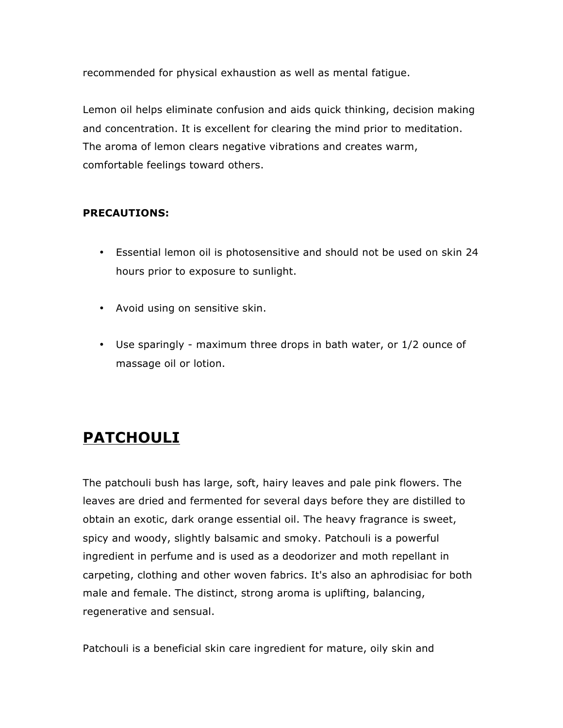recommended for physical exhaustion as well as mental fatigue.

Lemon oil helps eliminate confusion and aids quick thinking, decision making and concentration. It is excellent for clearing the mind prior to meditation. The aroma of lemon clears negative vibrations and creates warm, comfortable feelings toward others.

**PRECAUTIONS:**

- Essential lemon oil is photosensitive and should not be used on skin 24 hours prior to exposure to sunlight.
- Avoid using on sensitive skin.
- Use sparingly - maximum three drops in bath water, or 1/2 ounce of massage oil or lotion.

## PATCHOULI

The patchouli bush has large, soft, hairy leaves and pale pink flowers. The leaves are dried and fermented for several days before they are distilled to obtain an exotic, dark orange essential oil. The heavy fragrance is sweet, spicy and woody, slightly balsamic and smoky. Patchouli is a powerful ingredient in perfume and is used as a deodorizer and moth repellant in carpeting, clothing and other woven fabrics. It's also an aphrodisiac for both male and female. The distinct, strong aroma is uplifting, balancing, regenerative and sensual.

Patchouli is a beneficial skin care ingredient for mature, oily skin and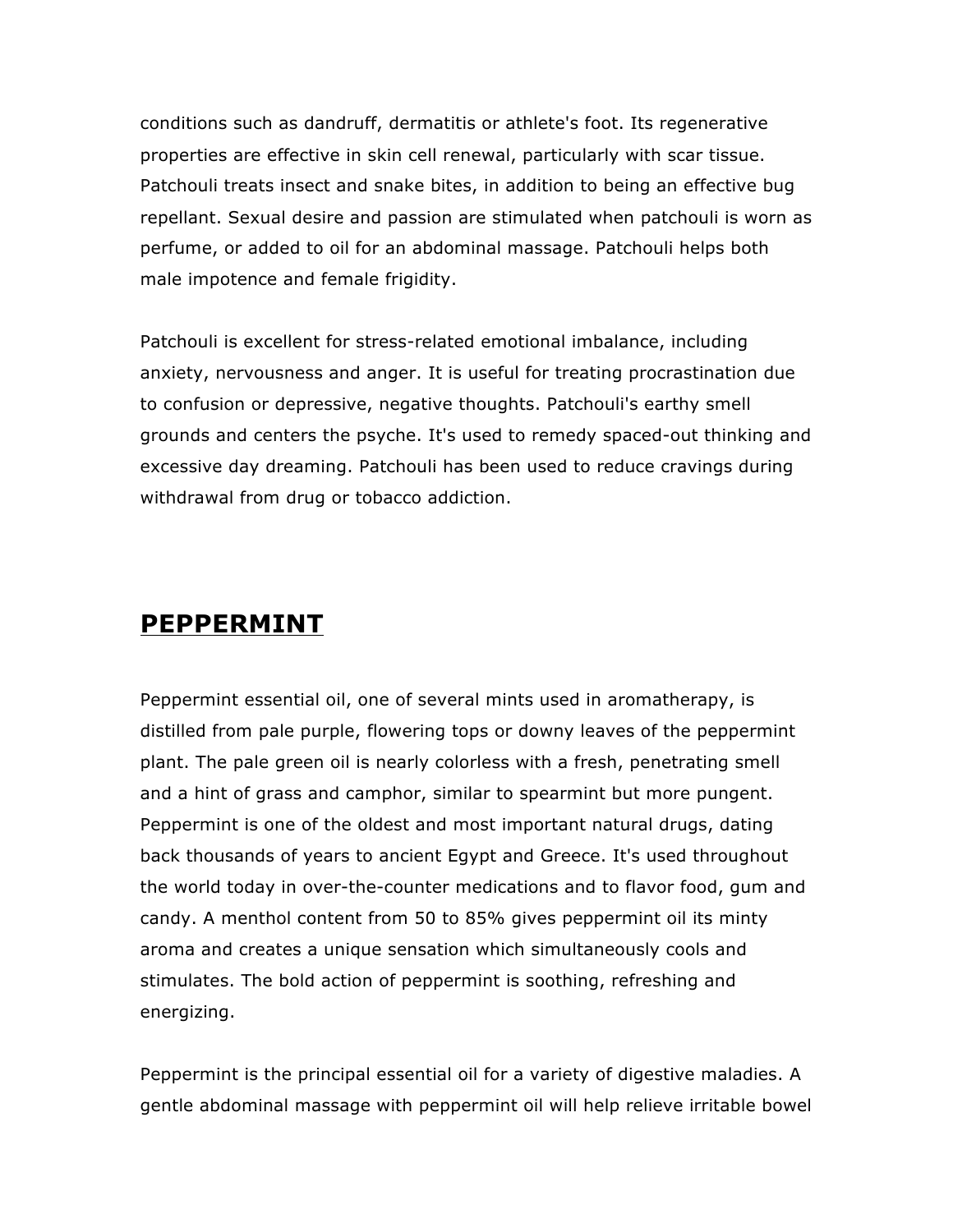conditions such as dandruff, dermatitis or athlete's foot. Its regenerative properties are effective in skin cell renewal, particularly with scar tissue. Patchouli treats insect and snake bites, in addition to being an effective bug repellant. Sexual desire and passion are stimulated when patchouli is worn as perfume, or added to oil for an abdominal massage. Patchouli helps both male impotence and female frigidity.

Patchouli is excellent for stress-related emotional imbalance, including anxiety, nervousness and anger. It is useful for treating procrastination due to confusion or depressive, negative thoughts. Patchouli's earthy smell grounds and centers the psyche. It's used to remedy spaced-out thinking and excessive day dreaming. Patchouli has been used to reduce cravings during withdrawal from drug or tobacco addiction.

## PEPPERMINT

Peppermint essential oil, one of several mints used in aromatherapy, is distilled from pale purple, flowering tops or downy leaves of the peppermint plant. The pale green oil is nearly colorless with a fresh, penetrating smell and a hint of grass and camphor, similar to spearmint but more pungent. Peppermint is one of the oldest and most important natural drugs, dating back thousands of years to ancient Egypt and Greece. It's used throughout the world today in over-the-counter medications and to flavor food, gum and candy. A menthol content from 50 to 85% gives peppermint oil its minty aroma and creates a unique sensation which simultaneously cools and stimulates. The bold action of peppermint is soothing, refreshing and energizing.

Peppermint is the principal essential oil for a variety of digestive maladies. A gentle abdominal massage with peppermint oil will help relieve irritable bowel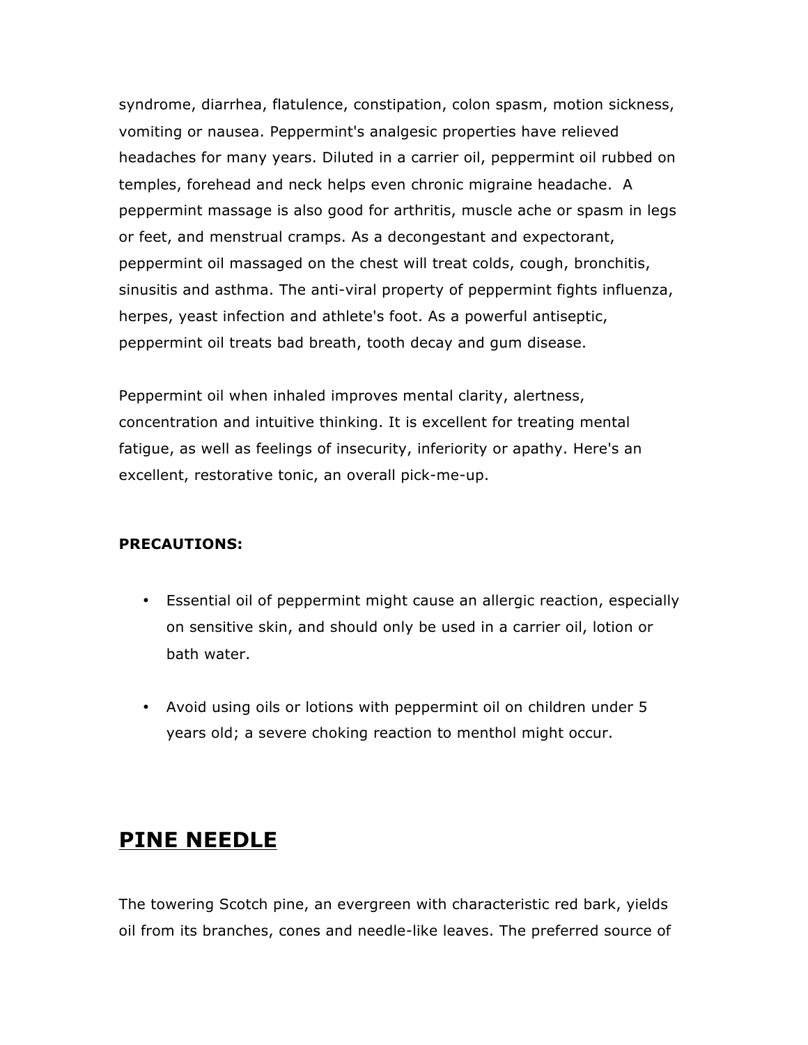syndrome, diarrhea, flatulence, constipation, colon spasm, motion sickness, vomiting or nausea. Peppermint's analgesic properties have relieved headaches for many years. Diluted in a carrier oil, peppermint oil rubbed on temples, forehead and neck helps even chronic migraine headache. A peppermint massage is also good for arthritis, muscle ache or spasm in legs or feet, and menstrual cramps. As a decongestant and expectorant, peppermint oil massaged on the chest will treat colds, cough, bronchitis, sinusitis and asthma. The anti-viral property of peppermint fights influenza, herpes, yeast infection and athlete's foot. As a powerful antiseptic, peppermint oil treats bad breath, tooth decay and gum disease.

Peppermint oil when inhaled improves mental clarity, alertness, concentration and intuitive thinking. It is excellent for treating mental fatigue, as well as feelings of insecurity, inferiority or apathy. Here's an excellent, restorative tonic, an overall pick-me-up.

**PRECAUTIONS:**

- Essential oil of peppermint might cause an allergic reaction, especially on sensitive skin, and should only be used in a carrier oil, lotion or bath water.
- Avoid using oils or lotions with peppermint oil on children under 5 years old; a severe choking reaction to menthol might occur.

## PINE NEEDLE

The towering Scotch pine, an evergreen with characteristic red bark, yields oil from its branches, cones and needle-like leaves. The preferred source of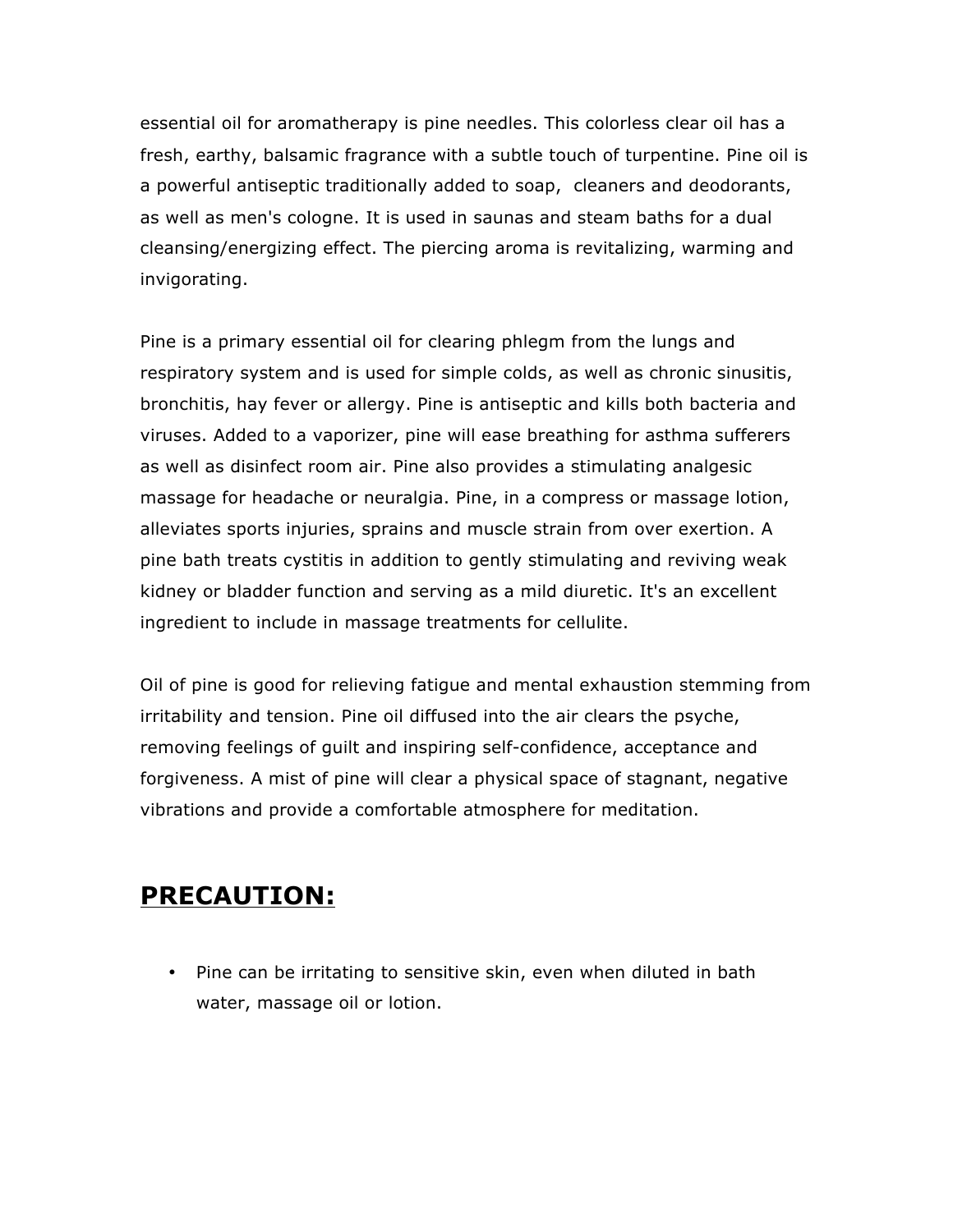essential oil for aromatherapy is pine needles. This colorless clear oil has a fresh, earthy, balsamic fragrance with a subtle touch of turpentine. Pine oil is a powerful antiseptic traditionally added to soap,  cleaners and deodorants, as well as men's cologne. It is used in saunas and steam baths for a dual cleansing/energizing effect. The piercing aroma is revitalizing, warming and invigorating.

Pine is a primary essential oil for clearing phlegm from the lungs and respiratory system and is used for simple colds, as well as chronic sinusitis, bronchitis, hay fever or allergy. Pine is antiseptic and kills both bacteria and viruses. Added to a vaporizer, pine will ease breathing for asthma sufferers as well as disinfect room air. Pine also provides a stimulating analgesic massage for headache or neuralgia. Pine, in a compress or massage lotion, alleviates sports injuries, sprains and muscle strain from over exertion. A pine bath treats cystitis in addition to gently stimulating and reviving weak kidney or bladder function and serving as a mild diuretic. It's an excellent ingredient to include in massage treatments for cellulite.

Oil of pine is good for relieving fatigue and mental exhaustion stemming from irritability and tension. Pine oil diffused into the air clears the psyche, removing feelings of guilt and inspiring self-confidence, acceptance and forgiveness. A mist of pine will clear a physical space of stagnant, negative vibrations and provide a comfortable atmosphere for meditation.

## **PRECAUTION:**

- Pine can be irritating to sensitive skin, even when diluted in bath water, massage oil or lotion.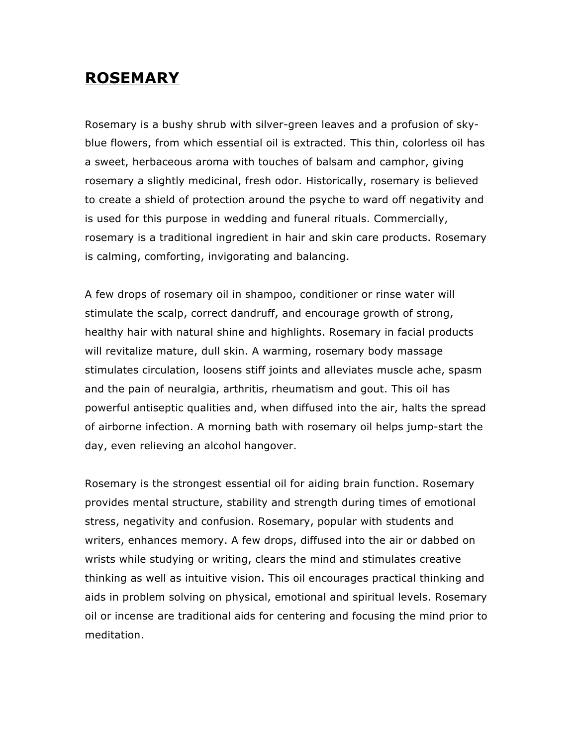# ROSEMARY

Rosemary is a bushy shrub with silver-green leaves and a profusion of sky-blue flowers, from which essential oil is extracted. This thin, colorless oil has a sweet, herbaceous aroma with touches of balsam and camphor, giving rosemary a slightly medicinal, fresh odor. Historically, rosemary is believed to create a shield of protection around the psyche to ward off negativity and is used for this purpose in wedding and funeral rituals. Commercially, rosemary is a traditional ingredient in hair and skin care products. Rosemary is calming, comforting, invigorating and balancing.

A few drops of rosemary oil in shampoo, conditioner or rinse water will stimulate the scalp, correct dandruff, and encourage growth of strong, healthy hair with natural shine and highlights. Rosemary in facial products will revitalize mature, dull skin. A warming, rosemary body massage stimulates circulation, loosens stiff joints and alleviates muscle ache, spasm and the pain of neuralgia, arthritis, rheumatism and gout. This oil has powerful antiseptic qualities and, when diffused into the air, halts the spread of airborne infection. A morning bath with rosemary oil helps jump-start the day, even relieving an alcohol hangover.

Rosemary is the strongest essential oil for aiding brain function. Rosemary provides mental structure, stability and strength during times of emotional stress, negativity and confusion. Rosemary, popular with students and writers, enhances memory. A few drops, diffused into the air or dabbed on wrists while studying or writing, clears the mind and stimulates creative thinking as well as intuitive vision. This oil encourages practical thinking and aids in problem solving on physical, emotional and spiritual levels. Rosemary oil or incense are traditional aids for centering and focusing the mind prior to meditation.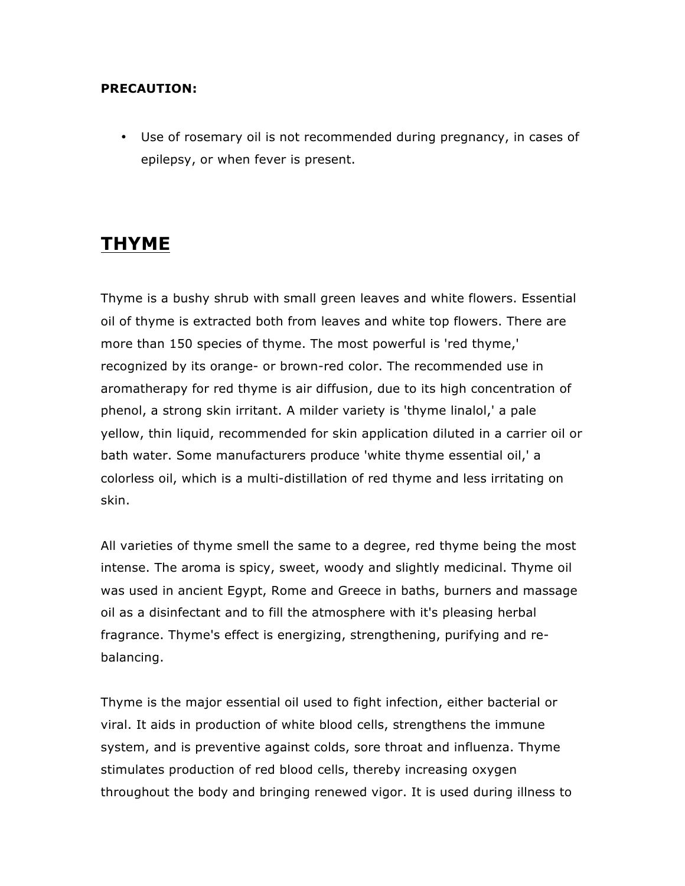**PRECAUTION:**

- Use of rosemary oil is not recommended during pregnancy, in cases of epilepsy, or when fever is present.

## THYME

Thyme is a bushy shrub with small green leaves and white flowers. Essential oil of thyme is extracted both from leaves and white top flowers. There are more than 150 species of thyme. The most powerful is 'red thyme,' recognized by its orange- or brown-red color. The recommended use in aromatherapy for red thyme is air diffusion, due to its high concentration of phenol, a strong skin irritant. A milder variety is 'thyme linalol,' a pale yellow, thin liquid, recommended for skin application diluted in a carrier oil or bath water. Some manufacturers produce 'white thyme essential oil,' a colorless oil, which is a multi-distillation of red thyme and less irritating on skin.

All varieties of thyme smell the same to a degree, red thyme being the most intense. The aroma is spicy, sweet, woody and slightly medicinal. Thyme oil was used in ancient Egypt, Rome and Greece in baths, burners and massage oil as a disinfectant and to fill the atmosphere with it's pleasing herbal fragrance. Thyme's effect is energizing, strengthening, purifying and re-balancing.

Thyme is the major essential oil used to fight infection, either bacterial or viral. It aids in production of white blood cells, strengthens the immune system, and is preventive against colds, sore throat and influenza. Thyme stimulates production of red blood cells, thereby increasing oxygen throughout the body and bringing renewed vigor. It is used during illness to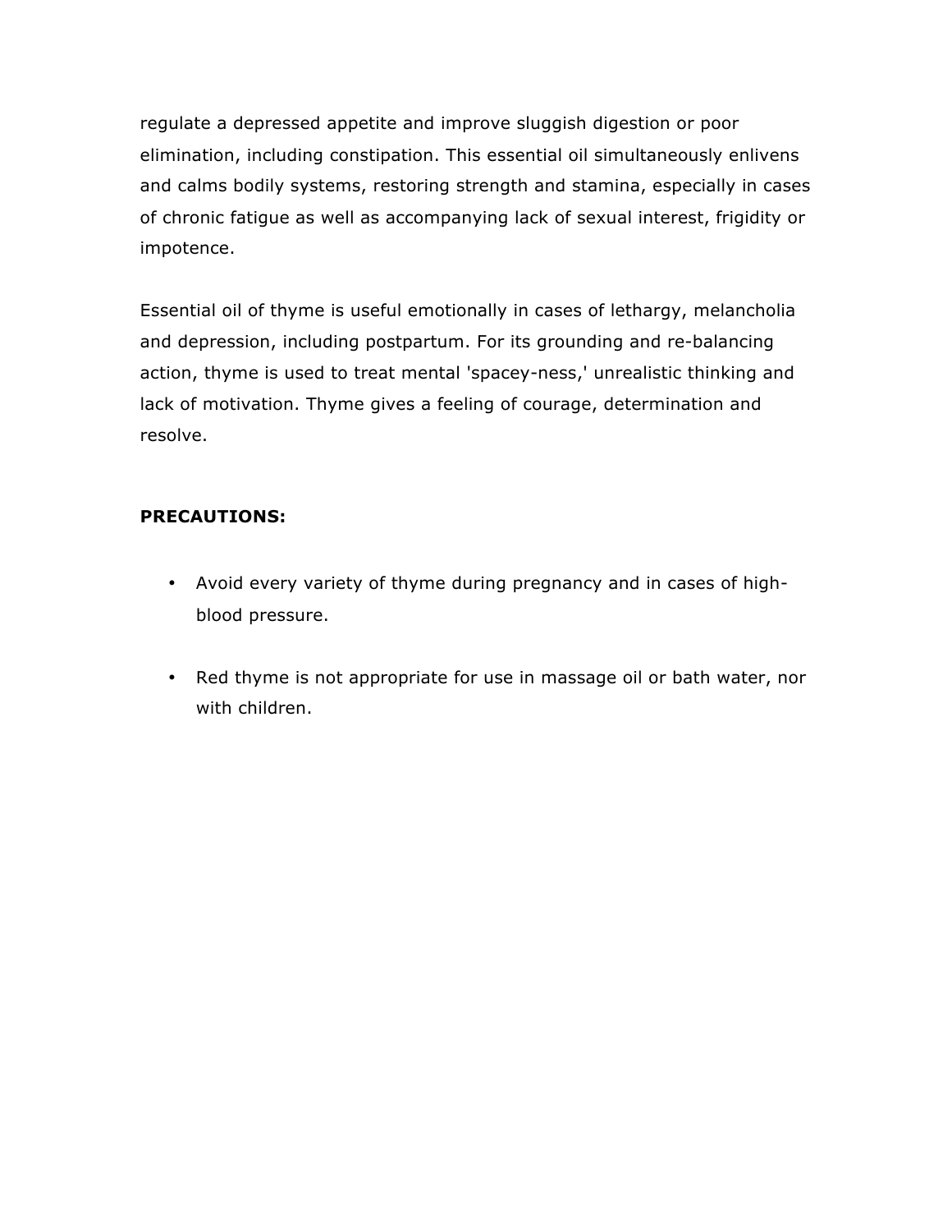regulate a depressed appetite and improve sluggish digestion or poor elimination, including constipation. This essential oil simultaneously enlivens and calms bodily systems, restoring strength and stamina, especially in cases of chronic fatigue as well as accompanying lack of sexual interest, frigidity or impotence.

Essential oil of thyme is useful emotionally in cases of lethargy, melancholia and depression, including postpartum. For its grounding and re-balancing action, thyme is used to treat mental 'spacey-ness,' unrealistic thinking and lack of motivation. Thyme gives a feeling of courage, determination and resolve.

**PRECAUTIONS:**

- Avoid every variety of thyme during pregnancy and in cases of high-blood pressure.
- Red thyme is not appropriate for use in massage oil or bath water, nor with children.